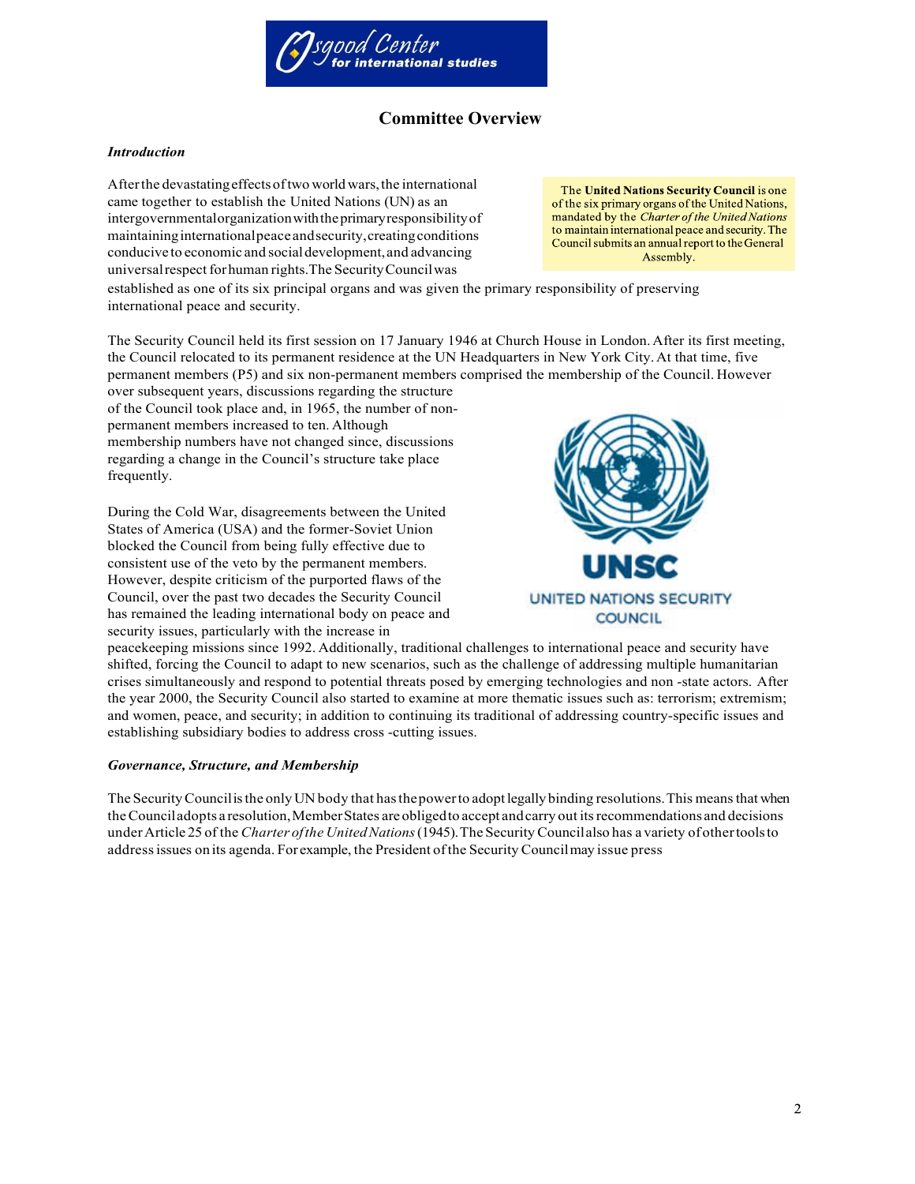# Committee Overview

### *Introduction*

After the devastating effects of two world wars, the international came together to establish the United Nations (UN) as an intergovernmental organization with the primary responsibility of maintaining international peace and security, creating conditions conducive to economic and social development, and advancing universal respect for human rights. The Security Council was established as one of its six principal organs and was given the primary responsibility of preserving international peace and security.

> The **United Nations Security Council** is one of the six primary organs of the United Nations, mandated by the *Charter of the United Nations* to maintain international peace and security. The Council submits an annual report to the General Assembly.

The Security Council held its first session on 17 January 1946 at Church House in London. After its first meeting, the Council relocated to its permanent residence at the UN Headquarters in New York City. At that time, five permanent members (P5) and six non-permanent members comprised the membership of the Council. However over subsequent years, discussions regarding the structure of the Council took place and, in 1965, the number of non-permanent members increased to ten. Although membership numbers have not changed since, discussions regarding a change in the Council's structure take place frequently.

During the Cold War, disagreements between the United States of America (USA) and the former-Soviet Union blocked the Council from being fully effective due to consistent use of the veto by the permanent members. However, despite criticism of the purported flaws of the Council, over the past two decades the Security Council has remained the leading international body on peace and security issues, particularly with the increase in peacekeeping missions since 1992. Additionally, traditional challenges to international peace and security have shifted, forcing the Council to adapt to new scenarios, such as the challenge of addressing multiple humanitarian crises simultaneously and respond to potential threats posed by emerging technologies and non -state actors. After the year 2000, the Security Council also started to examine at more thematic issues such as: terrorism; extremism; and women, peace, and security; in addition to continuing its traditional of addressing country-specific issues and establishing subsidiary bodies to address cross -cutting issues.

### *Governance, Structure, and Membership*

The Security Council is the only UN body that has the power to adopt legally binding resolutions. This means that when the Council adopts a resolution, Member States are obliged to accept and carry out its recommendations and decisions under Article 25 of the *Charter of the United Nations* (1945). The Security Council also has a variety of other tools to address issues on its agenda. For example, the President of the Security Council may issue press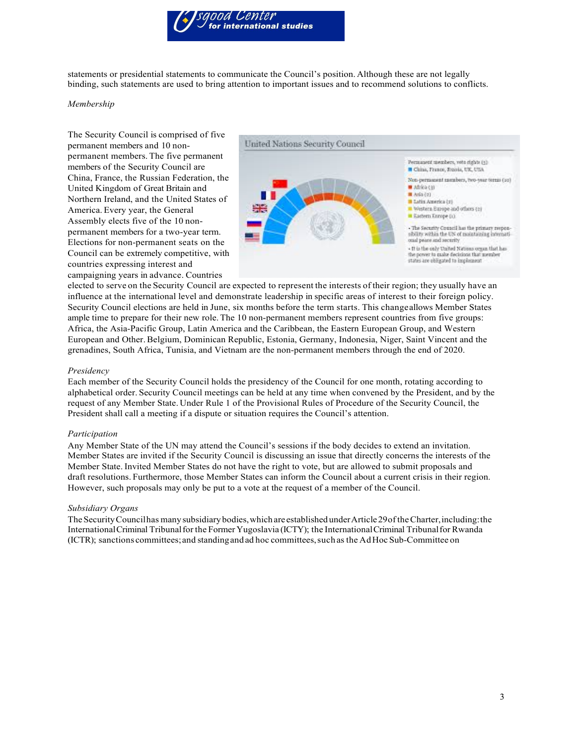statements or presidential statements to communicate the Council's position. Although these are not legally binding, such statements are used to bring attention to important issues and to recommend solutions to conflicts.

*Membership*

The Security Council is comprised of five permanent members and 10 non-permanent members. The five permanent members of the Security Council are China, France, the Russian Federation, the United Kingdom of Great Britain and Northern Ireland, and the United States of America. Every year, the General Assembly elects five of the 10 non-permanent members for a two-year term. Elections for non-permanent seats on the Council can be extremely competitive, with countries expressing interest and campaigning years in advance. Countries elected to serve on the Security Council are expected to represent the interests of their region; they usually have an influence at the international level and demonstrate leadership in specific areas of interest to their foreign policy. Security Council elections are held in June, six months before the term starts. This change allows Member States ample time to prepare for their new role. The 10 non-permanent members represent countries from five groups: Africa, the Asia-Pacific Group, Latin America and the Caribbean, the Eastern European Group, and Western European and Other. Belgium, Dominican Republic, Estonia, Germany, Indonesia, Niger, Saint Vincent and the grenadines, South Africa, Tunisia, and Vietnam are the non-permanent members through the end of 2020.

*Presidency*

Each member of the Security Council holds the presidency of the Council for one month, rotating according to alphabetical order. Security Council meetings can be held at any time when convened by the President, and by the request of any Member State. Under Rule 1 of the Provisional Rules of Procedure of the Security Council, the President shall call a meeting if a dispute or situation requires the Council's attention.

*Participation*

Any Member State of the UN may attend the Council's sessions if the body decides to extend an invitation. Member States are invited if the Security Council is discussing an issue that directly concerns the interests of the Member State. Invited Member States do not have the right to vote, but are allowed to submit proposals and draft resolutions. Furthermore, those Member States can inform the Council about a current crisis in their region. However, such proposals may only be put to a vote at the request of a member of the Council.

*Subsidiary Organs*

The Security Council has many subsidiary bodies, which are established under Article 29 of the Charter, including: the International Criminal Tribunal for the Former Yugoslavia (ICTY); the International Criminal Tribunal for Rwanda (ICTR); sanctions committees; and standing and ad hoc committees, such as the Ad Hoc Sub-Committee on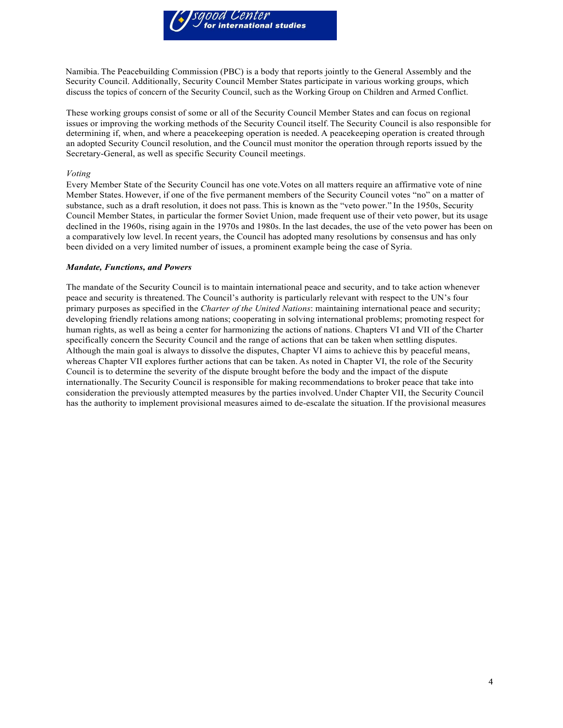Namibia. The Peacebuilding Commission (PBC) is a body that reports jointly to the General Assembly and the Security Council. Additionally, Security Council Member States participate in various working groups, which discuss the topics of concern of the Security Council, such as the Working Group on Children and Armed Conflict.

These working groups consist of some or all of the Security Council Member States and can focus on regional issues or improving the working methods of the Security Council itself. The Security Council is also responsible for determining if, when, and where a peacekeeping operation is needed. A peacekeeping operation is created through an adopted Security Council resolution, and the Council must monitor the operation through reports issued by the Secretary-General, as well as specific Security Council meetings.

*Voting*

Every Member State of the Security Council has one vote. Votes on all matters require an affirmative vote of nine Member States. However, if one of the five permanent members of the Security Council votes "no" on a matter of substance, such as a draft resolution, it does not pass. This is known as the "veto power." In the 1950s, Security Council Member States, in particular the former Soviet Union, made frequent use of their veto power, but its usage declined in the 1960s, rising again in the 1970s and 1980s. In the last decades, the use of the veto power has been on a comparatively low level. In recent years, the Council has adopted many resolutions by consensus and has only been divided on a very limited number of issues, a prominent example being the case of Syria.

***Mandate, Functions, and Powers***

The mandate of the Security Council is to maintain international peace and security, and to take action whenever peace and security is threatened. The Council's authority is particularly relevant with respect to the UN's four primary purposes as specified in the *Charter of the United Nations*: maintaining international peace and security; developing friendly relations among nations; cooperating in solving international problems; promoting respect for human rights, as well as being a center for harmonizing the actions of nations. Chapters VI and VII of the Charter specifically concern the Security Council and the range of actions that can be taken when settling disputes. Although the main goal is always to dissolve the disputes, Chapter VI aims to achieve this by peaceful means, whereas Chapter VII explores further actions that can be taken. As noted in Chapter VI, the role of the Security Council is to determine the severity of the dispute brought before the body and the impact of the dispute internationally. The Security Council is responsible for making recommendations to broker peace that take into consideration the previously attempted measures by the parties involved. Under Chapter VII, the Security Council has the authority to implement provisional measures aimed to de-escalate the situation. If the provisional measures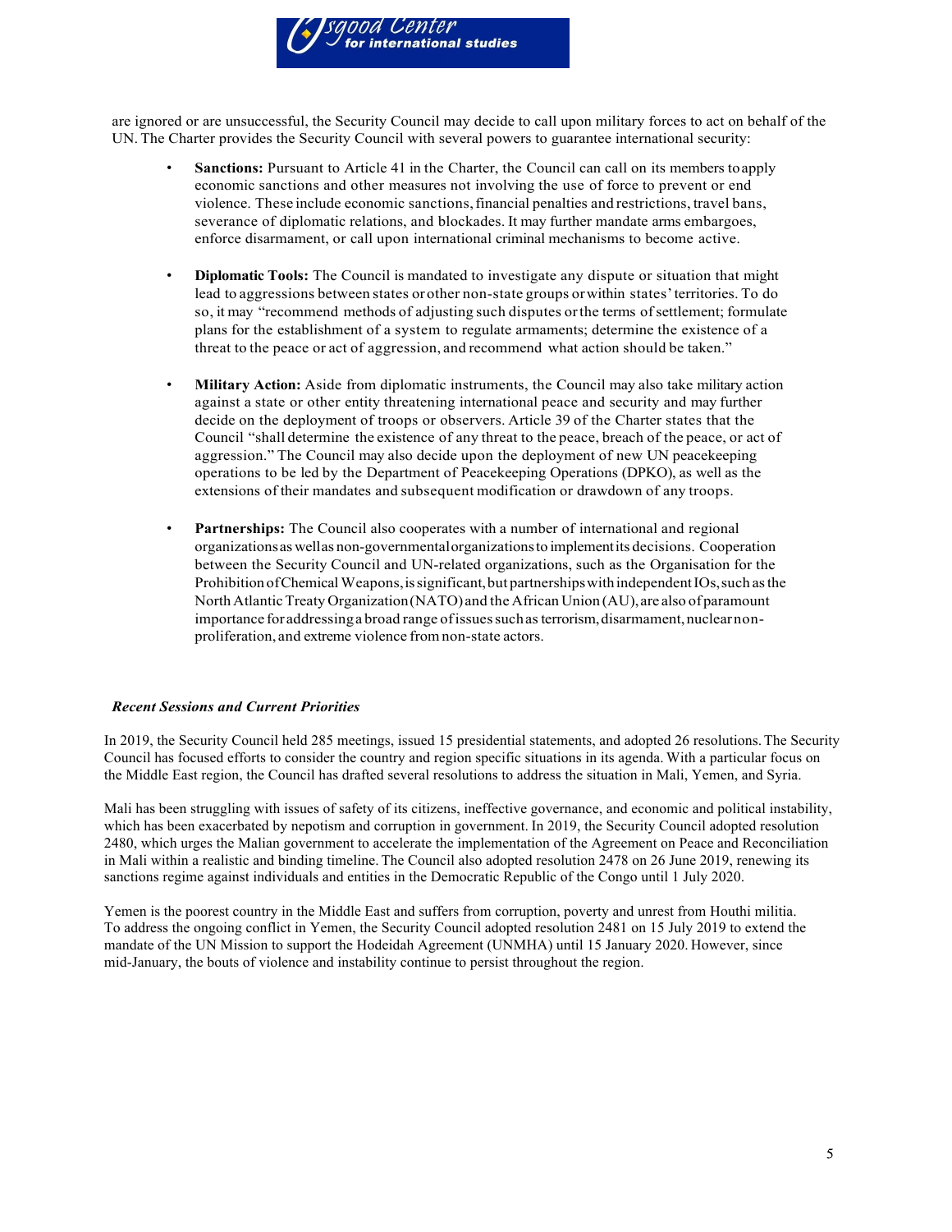are ignored or are unsuccessful, the Security Council may decide to call upon military forces to act on behalf of the UN. The Charter provides the Security Council with several powers to guarantee international security:

- **Sanctions:** Pursuant to Article 41 in the Charter, the Council can call on its members to apply economic sanctions and other measures not involving the use of force to prevent or end violence. These include economic sanctions, financial penalties and restrictions, travel bans, severance of diplomatic relations, and blockades. It may further mandate arms embargoes, enforce disarmament, or call upon international criminal mechanisms to become active.

- **Diplomatic Tools:** The Council is mandated to investigate any dispute or situation that might lead to aggressions between states or other non-state groups or within states' territories. To do so, it may "recommend methods of adjusting such disputes or the terms of settlement; formulate plans for the establishment of a system to regulate armaments; determine the existence of a threat to the peace or act of aggression, and recommend what action should be taken."

- **Military Action:** Aside from diplomatic instruments, the Council may also take military action against a state or other entity threatening international peace and security and may further decide on the deployment of troops or observers. Article 39 of the Charter states that the Council "shall determine the existence of any threat to the peace, breach of the peace, or act of aggression." The Council may also decide upon the deployment of new UN peacekeeping operations to be led by the Department of Peacekeeping Operations (DPKO), as well as the extensions of their mandates and subsequent modification or drawdown of any troops.

- **Partnerships:** The Council also cooperates with a number of international and regional organizations as well as non-governmental organizations to implement its decisions. Cooperation between the Security Council and UN-related organizations, such as the Organisation for the Prohibition of Chemical Weapons, is significant, but partnerships with independent IOs, such as the North Atlantic Treaty Organization (NATO) and the African Union (AU), are also of paramount importance for addressing a broad range of issues such as terrorism, disarmament, nuclear non-proliferation, and extreme violence from non-state actors.

### ***Recent Sessions and Current Priorities***

In 2019, the Security Council held 285 meetings, issued 15 presidential statements, and adopted 26 resolutions. The Security Council has focused efforts to consider the country and region specific situations in its agenda. With a particular focus on the Middle East region, the Council has drafted several resolutions to address the situation in Mali, Yemen, and Syria.

Mali has been struggling with issues of safety of its citizens, ineffective governance, and economic and political instability, which has been exacerbated by nepotism and corruption in government. In 2019, the Security Council adopted resolution 2480, which urges the Malian government to accelerate the implementation of the Agreement on Peace and Reconciliation in Mali within a realistic and binding timeline. The Council also adopted resolution 2478 on 26 June 2019, renewing its sanctions regime against individuals and entities in the Democratic Republic of the Congo until 1 July 2020.

Yemen is the poorest country in the Middle East and suffers from corruption, poverty and unrest from Houthi militia. To address the ongoing conflict in Yemen, the Security Council adopted resolution 2481 on 15 July 2019 to extend the mandate of the UN Mission to support the Hodeidah Agreement (UNMHA) until 15 January 2020. However, since mid-January, the bouts of violence and instability continue to persist throughout the region.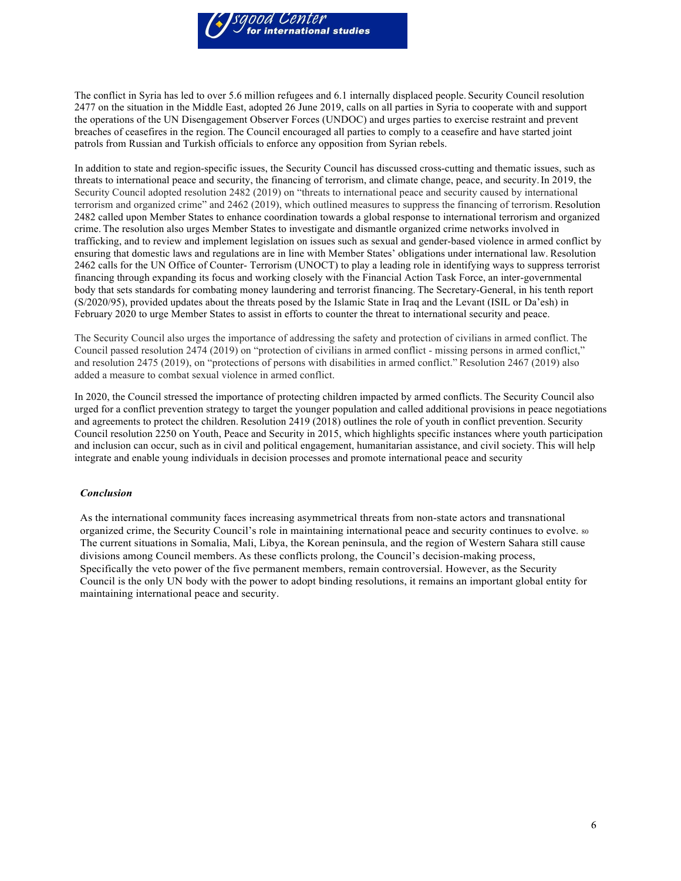The conflict in Syria has led to over 5.6 million refugees and 6.1 internally displaced people. Security Council resolution 2477 on the situation in the Middle East, adopted 26 June 2019, calls on all parties in Syria to cooperate with and support the operations of the UN Disengagement Observer Forces (UNDOC) and urges parties to exercise restraint and prevent breaches of ceasefires in the region. The Council encouraged all parties to comply to a ceasefire and have started joint patrols from Russian and Turkish officials to enforce any opposition from Syrian rebels.

In addition to state and region-specific issues, the Security Council has discussed cross-cutting and thematic issues, such as threats to international peace and security, the financing of terrorism, and climate change, peace, and security. In 2019, the Security Council adopted resolution 2482 (2019) on "threats to international peace and security caused by international terrorism and organized crime" and 2462 (2019), which outlined measures to suppress the financing of terrorism. Resolution 2482 called upon Member States to enhance coordination towards a global response to international terrorism and organized crime. The resolution also urges Member States to investigate and dismantle organized crime networks involved in trafficking, and to review and implement legislation on issues such as sexual and gender-based violence in armed conflict by ensuring that domestic laws and regulations are in line with Member States' obligations under international law. Resolution 2462 calls for the UN Office of Counter- Terrorism (UNOCT) to play a leading role in identifying ways to suppress terrorist financing through expanding its focus and working closely with the Financial Action Task Force, an inter-governmental body that sets standards for combating money laundering and terrorist financing. The Secretary-General, in his tenth report (S/2020/95), provided updates about the threats posed by the Islamic State in Iraq and the Levant (ISIL or Da'esh) in February 2020 to urge Member States to assist in efforts to counter the threat to international security and peace.

The Security Council also urges the importance of addressing the safety and protection of civilians in armed conflict. The Council passed resolution 2474 (2019) on "protection of civilians in armed conflict - missing persons in armed conflict," and resolution 2475 (2019), on "protections of persons with disabilities in armed conflict." Resolution 2467 (2019) also added a measure to combat sexual violence in armed conflict.

In 2020, the Council stressed the importance of protecting children impacted by armed conflicts. The Security Council also urged for a conflict prevention strategy to target the younger population and called additional provisions in peace negotiations and agreements to protect the children. Resolution 2419 (2018) outlines the role of youth in conflict prevention. Security Council resolution 2250 on Youth, Peace and Security in 2015, which highlights specific instances where youth participation and inclusion can occur, such as in civil and political engagement, humanitarian assistance, and civil society. This will help integrate and enable young individuals in decision processes and promote international peace and security

***Conclusion***

As the international community faces increasing asymmetrical threats from non-state actors and transnational organized crime, the Security Council's role in maintaining international peace and security continues to evolve. [80] The current situations in Somalia, Mali, Libya, the Korean peninsula, and the region of Western Sahara still cause divisions among Council members. As these conflicts prolong, the Council's decision-making process, Specifically the veto power of the five permanent members, remain controversial. However, as the Security Council is the only UN body with the power to adopt binding resolutions, it remains an important global entity for maintaining international peace and security.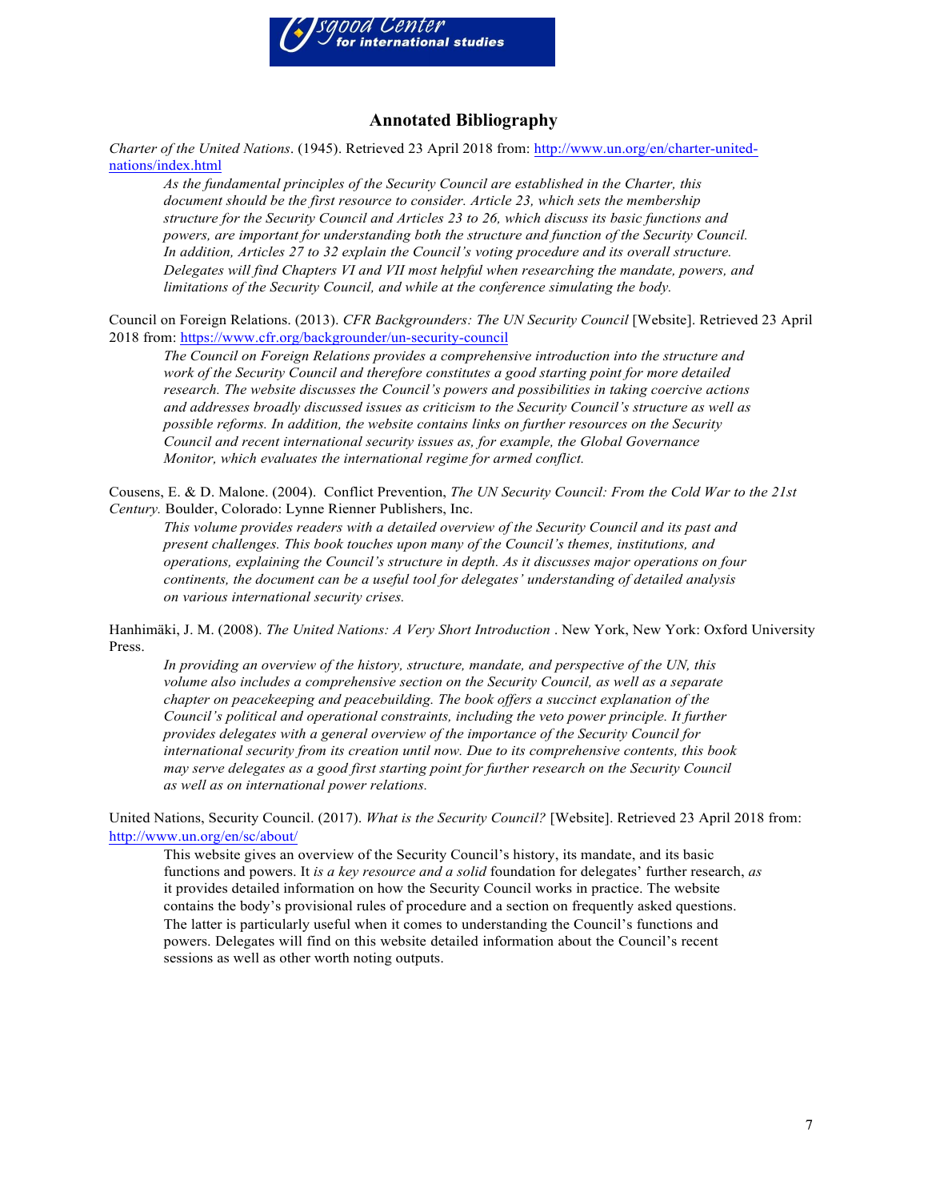## Annotated Bibliography

*Charter of the United Nations*. (1945). Retrieved 23 April 2018 from: [http://www.un.org/en/charter-united-nations/index.html](http://www.un.org/en/charter-united-nations/index.html)

> *As the fundamental principles of the Security Council are established in the Charter, this document should be the first resource to consider. Article 23, which sets the membership structure for the Security Council and Articles 23 to 26, which discuss its basic functions and powers, are important for understanding both the structure and function of the Security Council. In addition, Articles 27 to 32 explain the Council's voting procedure and its overall structure. Delegates will find Chapters VI and VII most helpful when researching the mandate, powers, and limitations of the Security Council, and while at the conference simulating the body.*

Council on Foreign Relations. (2013). *CFR Backgrounders: The UN Security Council* [Website]. Retrieved 23 April 2018 from: [https://www.cfr.org/backgrounder/un-security-council](https://www.cfr.org/backgrounder/un-security-council)

> *The Council on Foreign Relations provides a comprehensive introduction into the structure and work of the Security Council and therefore constitutes a good starting point for more detailed research. The website discusses the Council's powers and possibilities in taking coercive actions and addresses broadly discussed issues as criticism to the Security Council's structure as well as possible reforms. In addition, the website contains links on further resources on the Security Council and recent international security issues as, for example, the Global Governance Monitor, which evaluates the international regime for armed conflict.*

Cousens, E. & D. Malone. (2004). Conflict Prevention, *The UN Security Council: From the Cold War to the 21st Century.* Boulder, Colorado: Lynne Rienner Publishers, Inc.

> *This volume provides readers with a detailed overview of the Security Council and its past and present challenges. This book touches upon many of the Council's themes, institutions, and operations, explaining the Council's structure in depth. As it discusses major operations on four continents, the document can be a useful tool for delegates' understanding of detailed analysis on various international security crises.*

Hanhimäki, J. M. (2008). *The United Nations: A Very Short Introduction* . New York, New York: Oxford University Press.

> *In providing an overview of the history, structure, mandate, and perspective of the UN, this volume also includes a comprehensive section on the Security Council, as well as a separate chapter on peacekeeping and peacebuilding. The book offers a succinct explanation of the Council's political and operational constraints, including the veto power principle. It further provides delegates with a general overview of the importance of the Security Council for international security from its creation until now. Due to its comprehensive contents, this book may serve delegates as a good first starting point for further research on the Security Council as well as on international power relations.*

United Nations, Security Council. (2017). *What is the Security Council?* [Website]. Retrieved 23 April 2018 from: [http://www.un.org/en/sc/about/](http://www.un.org/en/sc/about/)

> This website gives an overview of the Security Council's history, its mandate, and its basic functions and powers. It *is a key resource and a solid* foundation for delegates' further research, *as* it provides detailed information on how the Security Council works in practice. The website contains the body's provisional rules of procedure and a section on frequently asked questions. The latter is particularly useful when it comes to understanding the Council's functions and powers. Delegates will find on this website detailed information about the Council's recent sessions as well as other worth noting outputs.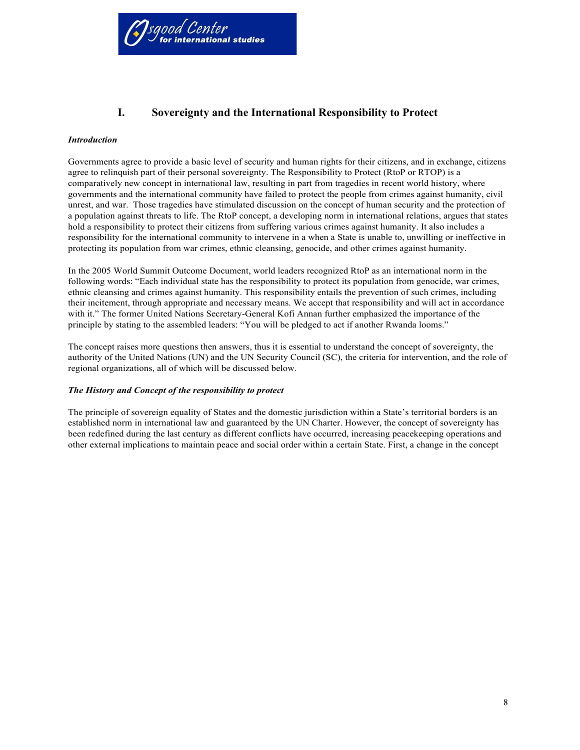## I. Sovereignty and the International Responsibility to Protect

***Introduction***

Governments agree to provide a basic level of security and human rights for their citizens, and in exchange, citizens agree to relinquish part of their personal sovereignty. The Responsibility to Protect (RtoP or RTOP) is a comparatively new concept in international law, resulting in part from tragedies in recent world history, where governments and the international community have failed to protect the people from crimes against humanity, civil unrest, and war. Those tragedies have stimulated discussion on the concept of human security and the protection of a population against threats to life. The RtoP concept, a developing norm in international relations, argues that states hold a responsibility to protect their citizens from suffering various crimes against humanity. It also includes a responsibility for the international community to intervene in a when a State is unable to, unwilling or ineffective in protecting its population from war crimes, ethnic cleansing, genocide, and other crimes against humanity.

In the 2005 World Summit Outcome Document, world leaders recognized RtoP as an international norm in the following words: "Each individual state has the responsibility to protect its population from genocide, war crimes, ethnic cleansing and crimes against humanity. This responsibility entails the prevention of such crimes, including their incitement, through appropriate and necessary means. We accept that responsibility and will act in accordance with it." The former United Nations Secretary-General Kofi Annan further emphasized the importance of the principle by stating to the assembled leaders: "You will be pledged to act if another Rwanda looms."

The concept raises more questions then answers, thus it is essential to understand the concept of sovereignty, the authority of the United Nations (UN) and the UN Security Council (SC), the criteria for intervention, and the role of regional organizations, all of which will be discussed below.

***The History and Concept of the responsibility to protect***

The principle of sovereign equality of States and the domestic jurisdiction within a State's territorial borders is an established norm in international law and guaranteed by the UN Charter. However, the concept of sovereignty has been redefined during the last century as different conflicts have occurred, increasing peacekeeping operations and other external implications to maintain peace and social order within a certain State. First, a change in the concept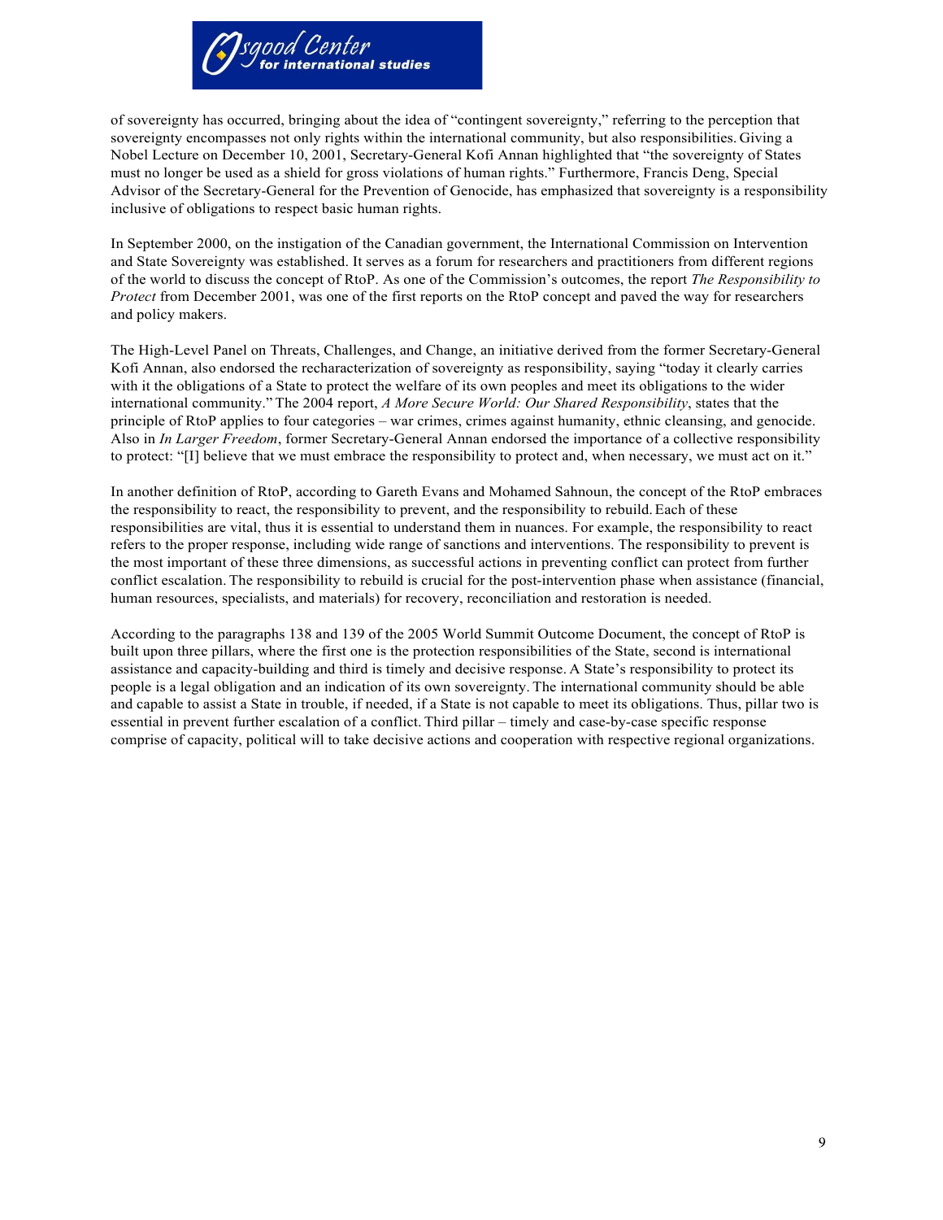of sovereignty has occurred, bringing about the idea of "contingent sovereignty," referring to the perception that sovereignty encompasses not only rights within the international community, but also responsibilities. Giving a Nobel Lecture on December 10, 2001, Secretary-General Kofi Annan highlighted that "the sovereignty of States must no longer be used as a shield for gross violations of human rights." Furthermore, Francis Deng, Special Advisor of the Secretary-General for the Prevention of Genocide, has emphasized that sovereignty is a responsibility inclusive of obligations to respect basic human rights.

In September 2000, on the instigation of the Canadian government, the International Commission on Intervention and State Sovereignty was established. It serves as a forum for researchers and practitioners from different regions of the world to discuss the concept of RtoP. As one of the Commission's outcomes, the report *The Responsibility to Protect* from December 2001, was one of the first reports on the RtoP concept and paved the way for researchers and policy makers.

The High-Level Panel on Threats, Challenges, and Change, an initiative derived from the former Secretary-General Kofi Annan, also endorsed the recharacterization of sovereignty as responsibility, saying "today it clearly carries with it the obligations of a State to protect the welfare of its own peoples and meet its obligations to the wider international community." The 2004 report, *A More Secure World: Our Shared Responsibility*, states that the principle of RtoP applies to four categories – war crimes, crimes against humanity, ethnic cleansing, and genocide. Also in *In Larger Freedom*, former Secretary-General Annan endorsed the importance of a collective responsibility to protect: "[I] believe that we must embrace the responsibility to protect and, when necessary, we must act on it."

In another definition of RtoP, according to Gareth Evans and Mohamed Sahnoun, the concept of the RtoP embraces the responsibility to react, the responsibility to prevent, and the responsibility to rebuild. Each of these responsibilities are vital, thus it is essential to understand them in nuances. For example, the responsibility to react refers to the proper response, including wide range of sanctions and interventions. The responsibility to prevent is the most important of these three dimensions, as successful actions in preventing conflict can protect from further conflict escalation. The responsibility to rebuild is crucial for the post-intervention phase when assistance (financial, human resources, specialists, and materials) for recovery, reconciliation and restoration is needed.

According to the paragraphs 138 and 139 of the 2005 World Summit Outcome Document, the concept of RtoP is built upon three pillars, where the first one is the protection responsibilities of the State, second is international assistance and capacity-building and third is timely and decisive response. A State's responsibility to protect its people is a legal obligation and an indication of its own sovereignty. The international community should be able and capable to assist a State in trouble, if needed, if a State is not capable to meet its obligations. Thus, pillar two is essential in prevent further escalation of a conflict. Third pillar – timely and case-by-case specific response comprise of capacity, political will to take decisive actions and cooperation with respective regional organizations.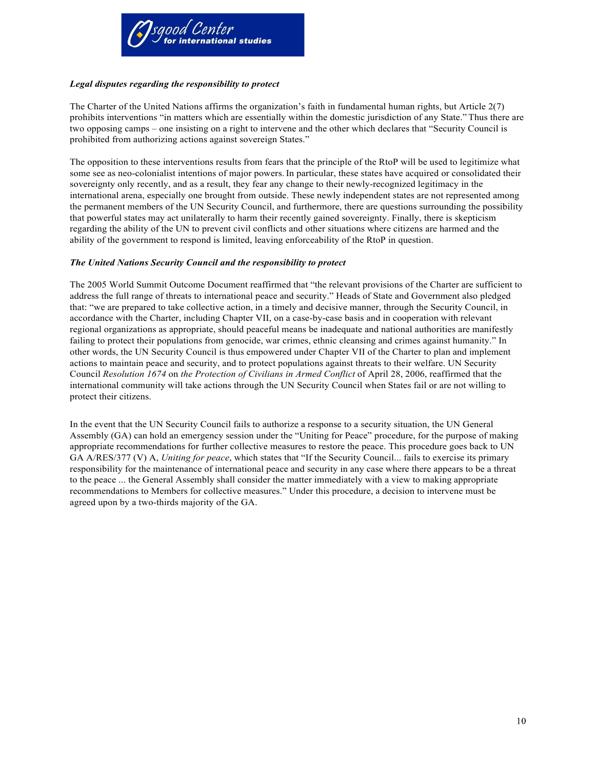***Legal disputes regarding the responsibility to protect***

The Charter of the United Nations affirms the organization's faith in fundamental human rights, but Article 2(7) prohibits interventions "in matters which are essentially within the domestic jurisdiction of any State." Thus there are two opposing camps – one insisting on a right to intervene and the other which declares that "Security Council is prohibited from authorizing actions against sovereign States."

The opposition to these interventions results from fears that the principle of the RtoP will be used to legitimize what some see as neo-colonialist intentions of major powers. In particular, these states have acquired or consolidated their sovereignty only recently, and as a result, they fear any change to their newly-recognized legitimacy in the international arena, especially one brought from outside. These newly independent states are not represented among the permanent members of the UN Security Council, and furthermore, there are questions surrounding the possibility that powerful states may act unilaterally to harm their recently gained sovereignty. Finally, there is skepticism regarding the ability of the UN to prevent civil conflicts and other situations where citizens are harmed and the ability of the government to respond is limited, leaving enforceability of the RtoP in question.

***The United Nations Security Council and the responsibility to protect***

The 2005 World Summit Outcome Document reaffirmed that "the relevant provisions of the Charter are sufficient to address the full range of threats to international peace and security." Heads of State and Government also pledged that: "we are prepared to take collective action, in a timely and decisive manner, through the Security Council, in accordance with the Charter, including Chapter VII, on a case-by-case basis and in cooperation with relevant regional organizations as appropriate, should peaceful means be inadequate and national authorities are manifestly failing to protect their populations from genocide, war crimes, ethnic cleansing and crimes against humanity." In other words, the UN Security Council is thus empowered under Chapter VII of the Charter to plan and implement actions to maintain peace and security, and to protect populations against threats to their welfare. UN Security Council *Resolution 1674* on *the Protection of Civilians in Armed Conflict* of April 28, 2006, reaffirmed that the international community will take actions through the UN Security Council when States fail or are not willing to protect their citizens.

In the event that the UN Security Council fails to authorize a response to a security situation, the UN General Assembly (GA) can hold an emergency session under the "Uniting for Peace" procedure, for the purpose of making appropriate recommendations for further collective measures to restore the peace. This procedure goes back to UN GA A/RES/377 (V) A, *Uniting for peace*, which states that "If the Security Council... fails to exercise its primary responsibility for the maintenance of international peace and security in any case where there appears to be a threat to the peace ... the General Assembly shall consider the matter immediately with a view to making appropriate recommendations to Members for collective measures." Under this procedure, a decision to intervene must be agreed upon by a two-thirds majority of the GA.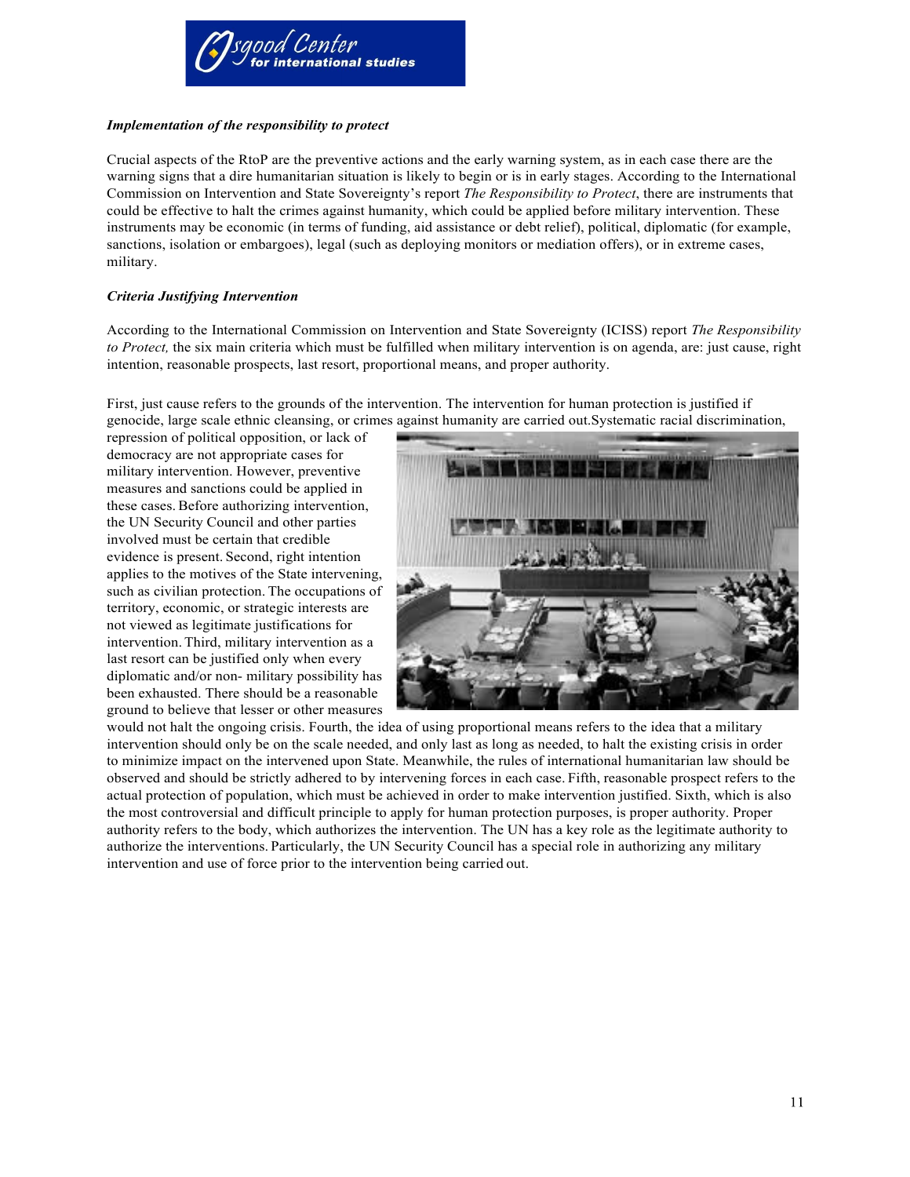### *Implementation of the responsibility to protect*

Crucial aspects of the RtoP are the preventive actions and the early warning system, as in each case there are the warning signs that a dire humanitarian situation is likely to begin or is in early stages. According to the International Commission on Intervention and State Sovereignty's report *The Responsibility to Protect*, there are instruments that could be effective to halt the crimes against humanity, which could be applied before military intervention. These instruments may be economic (in terms of funding, aid assistance or debt relief), political, diplomatic (for example, sanctions, isolation or embargoes), legal (such as deploying monitors or mediation offers), or in extreme cases, military.

### *Criteria Justifying Intervention*

According to the International Commission on Intervention and State Sovereignty (ICISS) report *The Responsibility to Protect,* the six main criteria which must be fulfilled when military intervention is on agenda, are: just cause, right intention, reasonable prospects, last resort, proportional means, and proper authority.

First, just cause refers to the grounds of the intervention. The intervention for human protection is justified if genocide, large scale ethnic cleansing, or crimes against humanity are carried out.Systematic racial discrimination, repression of political opposition, or lack of democracy are not appropriate cases for military intervention. However, preventive measures and sanctions could be applied in these cases. Before authorizing intervention, the UN Security Council and other parties involved must be certain that credible evidence is present. Second, right intention applies to the motives of the State intervening, such as civilian protection. The occupations of territory, economic, or strategic interests are not viewed as legitimate justifications for intervention. Third, military intervention as a last resort can be justified only when every diplomatic and/or non- military possibility has been exhausted. There should be a reasonable ground to believe that lesser or other measures would not halt the ongoing crisis. Fourth, the idea of using proportional means refers to the idea that a military intervention should only be on the scale needed, and only last as long as needed, to halt the existing crisis in order to minimize impact on the intervened upon State. Meanwhile, the rules of international humanitarian law should be observed and should be strictly adhered to by intervening forces in each case. Fifth, reasonable prospect refers to the actual protection of population, which must be achieved in order to make intervention justified. Sixth, which is also the most controversial and difficult principle to apply for human protection purposes, is proper authority. Proper authority refers to the body, which authorizes the intervention. The UN has a key role as the legitimate authority to authorize the interventions. Particularly, the UN Security Council has a special role in authorizing any military intervention and use of force prior to the intervention being carried out.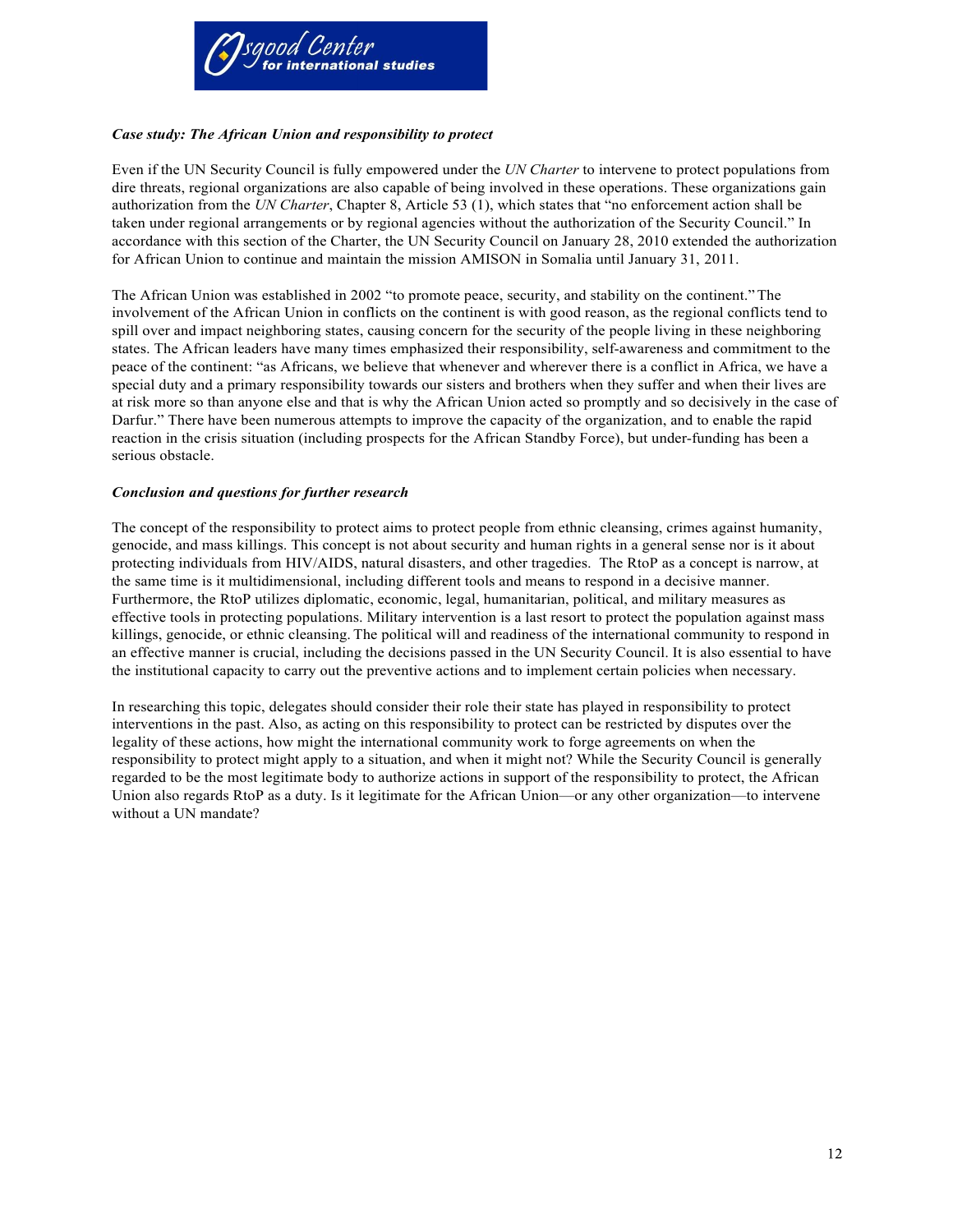### *Case study: The African Union and responsibility to protect*

Even if the UN Security Council is fully empowered under the *UN Charter* to intervene to protect populations from dire threats, regional organizations are also capable of being involved in these operations. These organizations gain authorization from the *UN Charter*, Chapter 8, Article 53 (1), which states that "no enforcement action shall be taken under regional arrangements or by regional agencies without the authorization of the Security Council." In accordance with this section of the Charter, the UN Security Council on January 28, 2010 extended the authorization for African Union to continue and maintain the mission AMISON in Somalia until January 31, 2011.

The African Union was established in 2002 "to promote peace, security, and stability on the continent." The involvement of the African Union in conflicts on the continent is with good reason, as the regional conflicts tend to spill over and impact neighboring states, causing concern for the security of the people living in these neighboring states. The African leaders have many times emphasized their responsibility, self-awareness and commitment to the peace of the continent: "as Africans, we believe that whenever and wherever there is a conflict in Africa, we have a special duty and a primary responsibility towards our sisters and brothers when they suffer and when their lives are at risk more so than anyone else and that is why the African Union acted so promptly and so decisively in the case of Darfur." There have been numerous attempts to improve the capacity of the organization, and to enable the rapid reaction in the crisis situation (including prospects for the African Standby Force), but under-funding has been a serious obstacle.

### *Conclusion and questions for further research*

The concept of the responsibility to protect aims to protect people from ethnic cleansing, crimes against humanity, genocide, and mass killings. This concept is not about security and human rights in a general sense nor is it about protecting individuals from HIV/AIDS, natural disasters, and other tragedies. The RtoP as a concept is narrow, at the same time is it multidimensional, including different tools and means to respond in a decisive manner. Furthermore, the RtoP utilizes diplomatic, economic, legal, humanitarian, political, and military measures as effective tools in protecting populations. Military intervention is a last resort to protect the population against mass killings, genocide, or ethnic cleansing. The political will and readiness of the international community to respond in an effective manner is crucial, including the decisions passed in the UN Security Council. It is also essential to have the institutional capacity to carry out the preventive actions and to implement certain policies when necessary.

In researching this topic, delegates should consider their role their state has played in responsibility to protect interventions in the past. Also, as acting on this responsibility to protect can be restricted by disputes over the legality of these actions, how might the international community work to forge agreements on when the responsibility to protect might apply to a situation, and when it might not? While the Security Council is generally regarded to be the most legitimate body to authorize actions in support of the responsibility to protect, the African Union also regards RtoP as a duty. Is it legitimate for the African Union—or any other organization—to intervene without a UN mandate?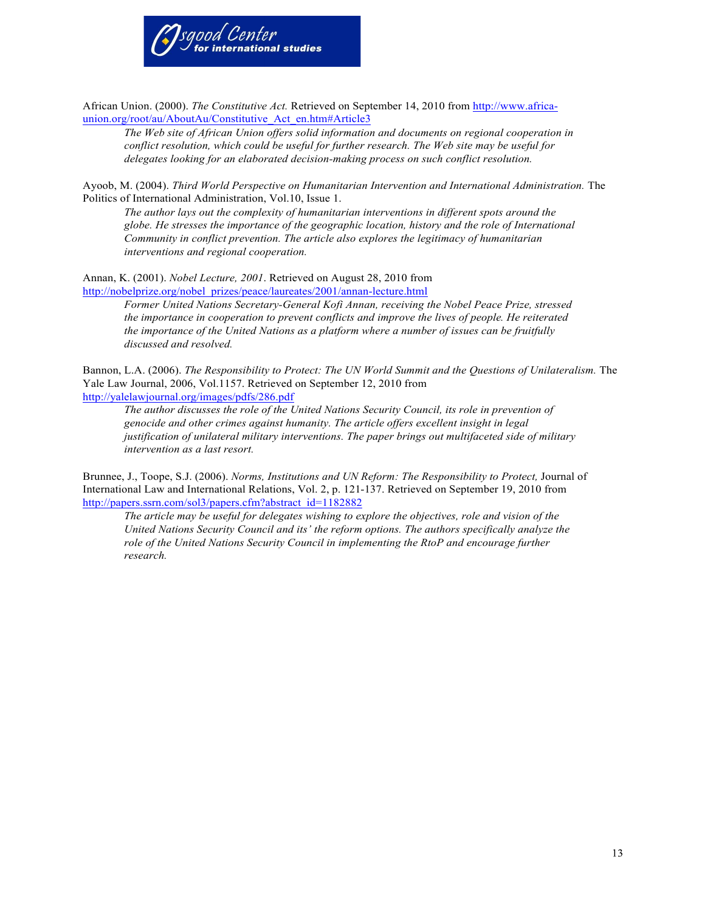African Union. (2000). *The Constitutive Act.* Retrieved on September 14, 2010 from http://www.africa-union.org/root/au/AboutAu/Constitutive_Act_en.htm#Article3

> *The Web site of African Union offers solid information and documents on regional cooperation in conflict resolution, which could be useful for further research. The Web site may be useful for delegates looking for an elaborated decision-making process on such conflict resolution.*

Ayoob, M. (2004). *Third World Perspective on Humanitarian Intervention and International Administration.* The Politics of International Administration, Vol.10, Issue 1.

> *The author lays out the complexity of humanitarian interventions in different spots around the globe. He stresses the importance of the geographic location, history and the role of International Community in conflict prevention. The article also explores the legitimacy of humanitarian interventions and regional cooperation.*

Annan, K. (2001). *Nobel Lecture, 2001*. Retrieved on August 28, 2010 from http://nobelprize.org/nobel_prizes/peace/laureates/2001/annan-lecture.html

> *Former United Nations Secretary-General Kofi Annan, receiving the Nobel Peace Prize, stressed the importance in cooperation to prevent conflicts and improve the lives of people. He reiterated the importance of the United Nations as a platform where a number of issues can be fruitfully discussed and resolved.*

Bannon, L.A. (2006). *The Responsibility to Protect: The UN World Summit and the Questions of Unilateralism.* The Yale Law Journal, 2006, Vol.1157. Retrieved on September 12, 2010 from http://yalelawjournal.org/images/pdfs/286.pdf

> *The author discusses the role of the United Nations Security Council, its role in prevention of genocide and other crimes against humanity. The article offers excellent insight in legal justification of unilateral military interventions. The paper brings out multifaceted side of military intervention as a last resort.*

Brunnee, J., Toope, S.J. (2006). *Norms, Institutions and UN Reform: The Responsibility to Protect,* Journal of International Law and International Relations, Vol. 2, p. 121-137. Retrieved on September 19, 2010 from http://papers.ssrn.com/sol3/papers.cfm?abstract_id=1182882

> *The article may be useful for delegates wishing to explore the objectives, role and vision of the United Nations Security Council and its' the reform options. The authors specifically analyze the role of the United Nations Security Council in implementing the RtoP and encourage further research.*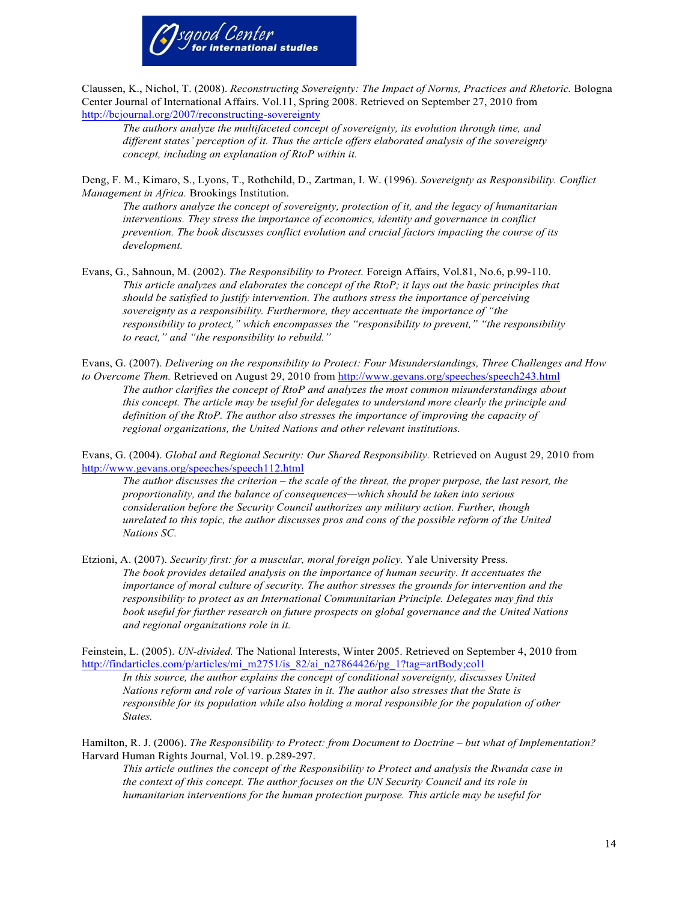Claussen, K., Nichol, T. (2008). *Reconstructing Sovereignty: The Impact of Norms, Practices and Rhetoric.* Bologna Center Journal of International Affairs. Vol.11, Spring 2008. Retrieved on September 27, 2010 from http://bcjournal.org/2007/reconstructing-sovereignty

> *The authors analyze the multifaceted concept of sovereignty, its evolution through time, and different states' perception of it. Thus the article offers elaborated analysis of the sovereignty concept, including an explanation of RtoP within it.*

Deng, F. M., Kimaro, S., Lyons, T., Rothchild, D., Zartman, I. W. (1996). *Sovereignty as Responsibility. Conflict Management in Africa.* Brookings Institution.

> *The authors analyze the concept of sovereignty, protection of it, and the legacy of humanitarian interventions. They stress the importance of economics, identity and governance in conflict prevention. The book discusses conflict evolution and crucial factors impacting the course of its development.*

Evans, G., Sahnoun, M. (2002). *The Responsibility to Protect.* Foreign Affairs, Vol.81, No.6, p.99-110.

> *This article analyzes and elaborates the concept of the RtoP; it lays out the basic principles that should be satisfied to justify intervention. The authors stress the importance of perceiving sovereignty as a responsibility. Furthermore, they accentuate the importance of "the responsibility to protect," which encompasses the "responsibility to prevent," "the responsibility to react," and "the responsibility to rebuild."*

Evans, G. (2007). *Delivering on the responsibility to Protect: Four Misunderstandings, Three Challenges and How to Overcome Them.* Retrieved on August 29, 2010 from http://www.gevans.org/speeches/speech243.html

> *The author clarifies the concept of RtoP and analyzes the most common misunderstandings about this concept. The article may be useful for delegates to understand more clearly the principle and definition of the RtoP. The author also stresses the importance of improving the capacity of regional organizations, the United Nations and other relevant institutions.*

Evans, G. (2004). *Global and Regional Security: Our Shared Responsibility.* Retrieved on August 29, 2010 from http://www.gevans.org/speeches/speech112.html

> *The author discusses the criterion – the scale of the threat, the proper purpose, the last resort, the proportionality, and the balance of consequences—which should be taken into serious consideration before the Security Council authorizes any military action. Further, though unrelated to this topic, the author discusses pros and cons of the possible reform of the United Nations SC.*

Etzioni, A. (2007). *Security first: for a muscular, moral foreign policy.* Yale University Press.

> *The book provides detailed analysis on the importance of human security. It accentuates the importance of moral culture of security. The author stresses the grounds for intervention and the responsibility to protect as an International Communitarian Principle. Delegates may find this book useful for further research on future prospects on global governance and the United Nations and regional organizations role in it.*

Feinstein, L. (2005). *UN-divided.* The National Interests, Winter 2005. Retrieved on September 4, 2010 from http://findarticles.com/p/articles/mi_m2751/is_82/ai_n27864426/pg_1?tag=artBody;col1

> *In this source, the author explains the concept of conditional sovereignty, discusses United Nations reform and role of various States in it. The author also stresses that the State is responsible for its population while also holding a moral responsible for the population of other States.*

Hamilton, R. J. (2006). *The Responsibility to Protect: from Document to Doctrine – but what of Implementation?* Harvard Human Rights Journal, Vol.19. p.289-297.

> *This article outlines the concept of the Responsibility to Protect and analysis the Rwanda case in the context of this concept. The author focuses on the UN Security Council and its role in humanitarian interventions for the human protection purpose. This article may be useful for*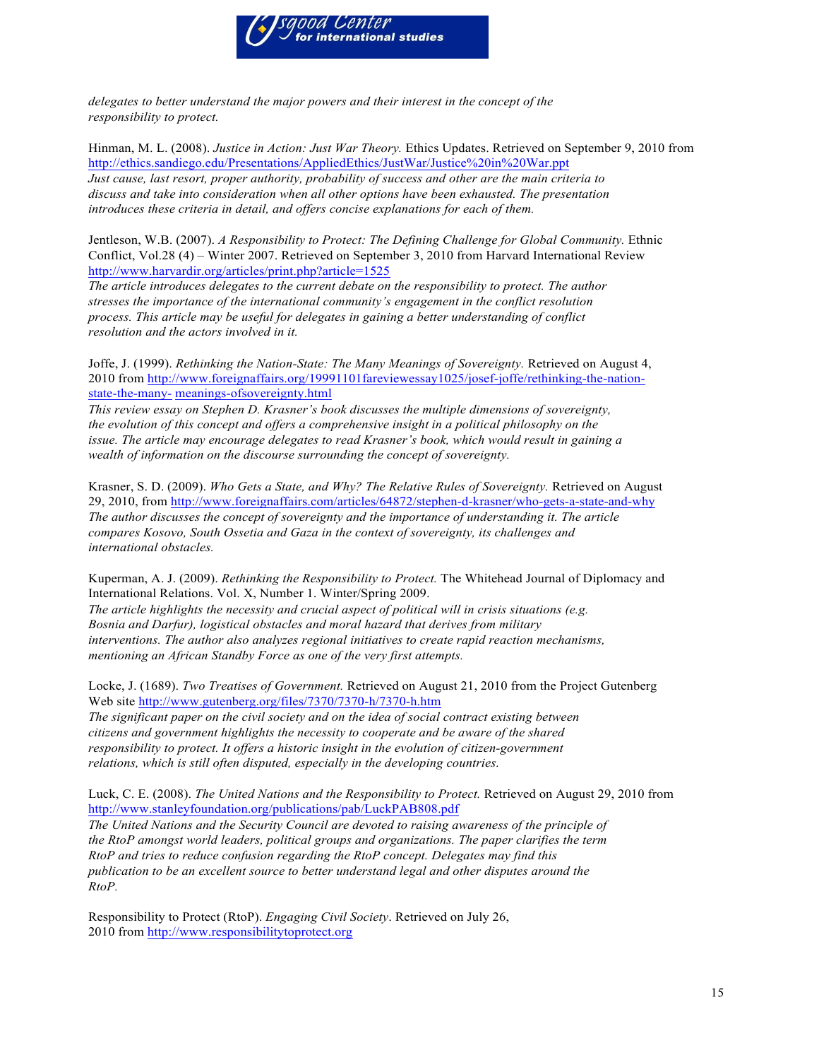*delegates to better understand the major powers and their interest in the concept of the responsibility to protect.*

Hinman, M. L. (2008). *Justice in Action: Just War Theory.* Ethics Updates. Retrieved on September 9, 2010 from http://ethics.sandiego.edu/Presentations/AppliedEthics/JustWar/Justice%20in%20War.ppt
*Just cause, last resort, proper authority, probability of success and other are the main criteria to discuss and take into consideration when all other options have been exhausted. The presentation introduces these criteria in detail, and offers concise explanations for each of them.*

Jentleson, W.B. (2007). *A Responsibility to Protect: The Defining Challenge for Global Community.* Ethnic Conflict, Vol.28 (4) – Winter 2007. Retrieved on September 3, 2010 from Harvard International Review http://www.harvardir.org/articles/print.php?article=1525
*The article introduces delegates to the current debate on the responsibility to protect. The author stresses the importance of the international community's engagement in the conflict resolution process. This article may be useful for delegates in gaining a better understanding of conflict resolution and the actors involved in it.*

Joffe, J. (1999). *Rethinking the Nation-State: The Many Meanings of Sovereignty.* Retrieved on August 4, 2010 from http://www.foreignaffairs.org/19991101fareviewessay1025/josef-joffe/rethinking-the-nation-state-the-many- meanings-ofsovereignty.html
*This review essay on Stephen D. Krasner's book discusses the multiple dimensions of sovereignty, the evolution of this concept and offers a comprehensive insight in a political philosophy on the issue. The article may encourage delegates to read Krasner's book, which would result in gaining a wealth of information on the discourse surrounding the concept of sovereignty.*

Krasner, S. D. (2009). *Who Gets a State, and Why? The Relative Rules of Sovereignty.* Retrieved on August 29, 2010, from http://www.foreignaffairs.com/articles/64872/stephen-d-krasner/who-gets-a-state-and-why
*The author discusses the concept of sovereignty and the importance of understanding it. The article compares Kosovo, South Ossetia and Gaza in the context of sovereignty, its challenges and international obstacles.*

Kuperman, A. J. (2009). *Rethinking the Responsibility to Protect.* The Whitehead Journal of Diplomacy and International Relations. Vol. X, Number 1. Winter/Spring 2009.
*The article highlights the necessity and crucial aspect of political will in crisis situations (e.g. Bosnia and Darfur), logistical obstacles and moral hazard that derives from military interventions. The author also analyzes regional initiatives to create rapid reaction mechanisms, mentioning an African Standby Force as one of the very first attempts.*

Locke, J. (1689). *Two Treatises of Government.* Retrieved on August 21, 2010 from the Project Gutenberg Web site http://www.gutenberg.org/files/7370/7370-h/7370-h.htm
*The significant paper on the civil society and on the idea of social contract existing between citizens and government highlights the necessity to cooperate and be aware of the shared responsibility to protect. It offers a historic insight in the evolution of citizen-government relations, which is still often disputed, especially in the developing countries.*

Luck, C. E. (2008). *The United Nations and the Responsibility to Protect.* Retrieved on August 29, 2010 from http://www.stanleyfoundation.org/publications/pab/LuckPAB808.pdf
*The United Nations and the Security Council are devoted to raising awareness of the principle of the RtoP amongst world leaders, political groups and organizations. The paper clarifies the term RtoP and tries to reduce confusion regarding the RtoP concept. Delegates may find this publication to be an excellent source to better understand legal and other disputes around the RtoP.*

Responsibility to Protect (RtoP). *Engaging Civil Society*. Retrieved on July 26, 2010 from http://www.responsibilitytoprotect.org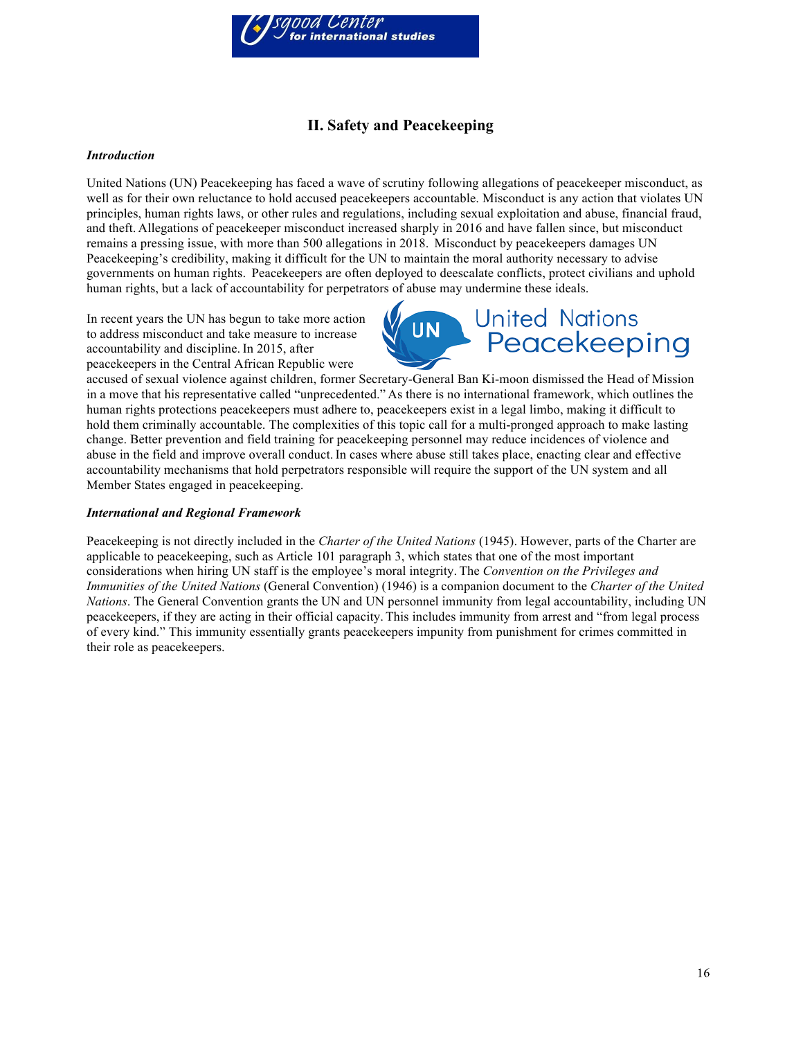## II. Safety and Peacekeeping

***Introduction***

United Nations (UN) Peacekeeping has faced a wave of scrutiny following allegations of peacekeeper misconduct, as well as for their own reluctance to hold accused peacekeepers accountable. Misconduct is any action that violates UN principles, human rights laws, or other rules and regulations, including sexual exploitation and abuse, financial fraud, and theft. Allegations of peacekeeper misconduct increased sharply in 2016 and have fallen since, but misconduct remains a pressing issue, with more than 500 allegations in 2018. Misconduct by peacekeepers damages UN Peacekeeping's credibility, making it difficult for the UN to maintain the moral authority necessary to advise governments on human rights. Peacekeepers are often deployed to deescalate conflicts, protect civilians and uphold human rights, but a lack of accountability for perpetrators of abuse may undermine these ideals.

In recent years the UN has begun to take more action to address misconduct and take measure to increase accountability and discipline. In 2015, after peacekeepers in the Central African Republic were accused of sexual violence against children, former Secretary-General Ban Ki-moon dismissed the Head of Mission in a move that his representative called "unprecedented." As there is no international framework, which outlines the human rights protections peacekeepers must adhere to, peacekeepers exist in a legal limbo, making it difficult to hold them criminally accountable. The complexities of this topic call for a multi-pronged approach to make lasting change. Better prevention and field training for peacekeeping personnel may reduce incidences of violence and abuse in the field and improve overall conduct. In cases where abuse still takes place, enacting clear and effective accountability mechanisms that hold perpetrators responsible will require the support of the UN system and all Member States engaged in peacekeeping.

***International and Regional Framework***

Peacekeeping is not directly included in the *Charter of the United Nations* (1945). However, parts of the Charter are applicable to peacekeeping, such as Article 101 paragraph 3, which states that one of the most important considerations when hiring UN staff is the employee's moral integrity. The *Convention on the Privileges and Immunities of the United Nations* (General Convention) (1946) is a companion document to the *Charter of the United Nations*. The General Convention grants the UN and UN personnel immunity from legal accountability, including UN peacekeepers, if they are acting in their official capacity. This includes immunity from arrest and "from legal process of every kind." This immunity essentially grants peacekeepers impunity from punishment for crimes committed in their role as peacekeepers.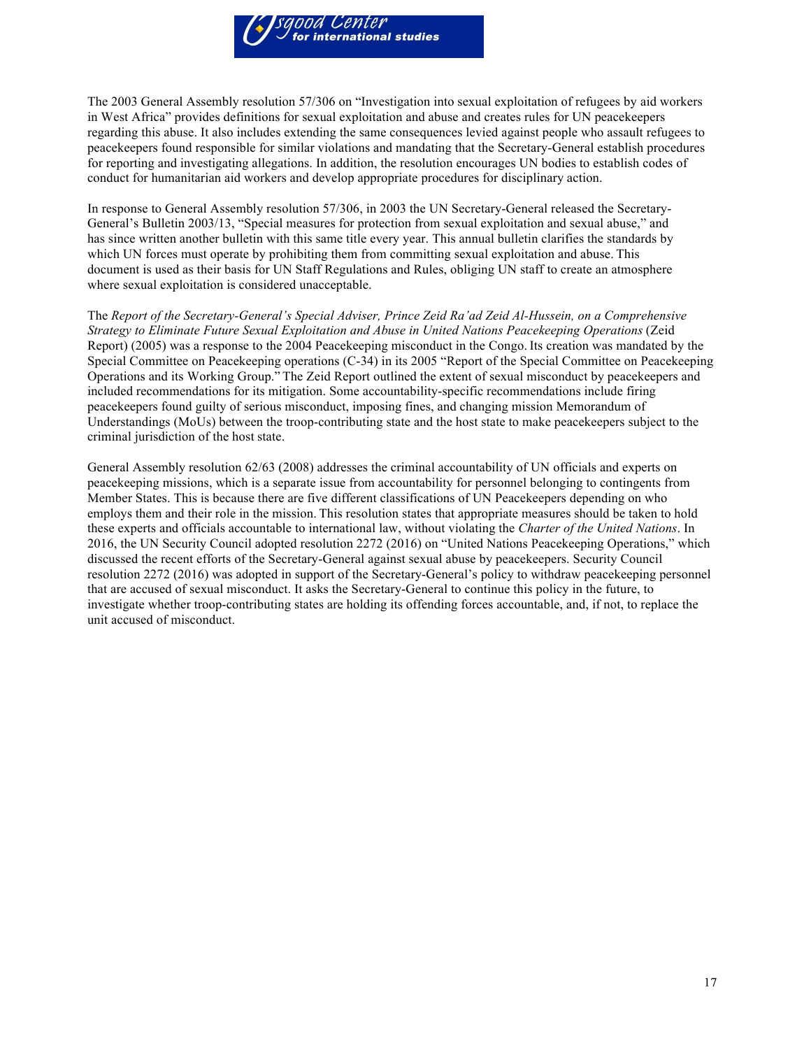The 2003 General Assembly resolution 57/306 on "Investigation into sexual exploitation of refugees by aid workers in West Africa" provides definitions for sexual exploitation and abuse and creates rules for UN peacekeepers regarding this abuse. It also includes extending the same consequences levied against people who assault refugees to peacekeepers found responsible for similar violations and mandating that the Secretary-General establish procedures for reporting and investigating allegations. In addition, the resolution encourages UN bodies to establish codes of conduct for humanitarian aid workers and develop appropriate procedures for disciplinary action.

In response to General Assembly resolution 57/306, in 2003 the UN Secretary-General released the Secretary-General's Bulletin 2003/13, "Special measures for protection from sexual exploitation and sexual abuse," and has since written another bulletin with this same title every year. This annual bulletin clarifies the standards by which UN forces must operate by prohibiting them from committing sexual exploitation and abuse. This document is used as their basis for UN Staff Regulations and Rules, obliging UN staff to create an atmosphere where sexual exploitation is considered unacceptable.

The *Report of the Secretary-General's Special Adviser, Prince Zeid Ra'ad Zeid Al-Hussein, on a Comprehensive Strategy to Eliminate Future Sexual Exploitation and Abuse in United Nations Peacekeeping Operations* (Zeid Report) (2005) was a response to the 2004 Peacekeeping misconduct in the Congo. Its creation was mandated by the Special Committee on Peacekeeping operations (C-34) in its 2005 "Report of the Special Committee on Peacekeeping Operations and its Working Group." The Zeid Report outlined the extent of sexual misconduct by peacekeepers and included recommendations for its mitigation. Some accountability-specific recommendations include firing peacekeepers found guilty of serious misconduct, imposing fines, and changing mission Memorandum of Understandings (MoUs) between the troop-contributing state and the host state to make peacekeepers subject to the criminal jurisdiction of the host state.

General Assembly resolution 62/63 (2008) addresses the criminal accountability of UN officials and experts on peacekeeping missions, which is a separate issue from accountability for personnel belonging to contingents from Member States. This is because there are five different classifications of UN Peacekeepers depending on who employs them and their role in the mission. This resolution states that appropriate measures should be taken to hold these experts and officials accountable to international law, without violating the *Charter of the United Nations*. In 2016, the UN Security Council adopted resolution 2272 (2016) on "United Nations Peacekeeping Operations," which discussed the recent efforts of the Secretary-General against sexual abuse by peacekeepers. Security Council resolution 2272 (2016) was adopted in support of the Secretary-General's policy to withdraw peacekeeping personnel that are accused of sexual misconduct. It asks the Secretary-General to continue this policy in the future, to investigate whether troop-contributing states are holding its offending forces accountable, and, if not, to replace the unit accused of misconduct.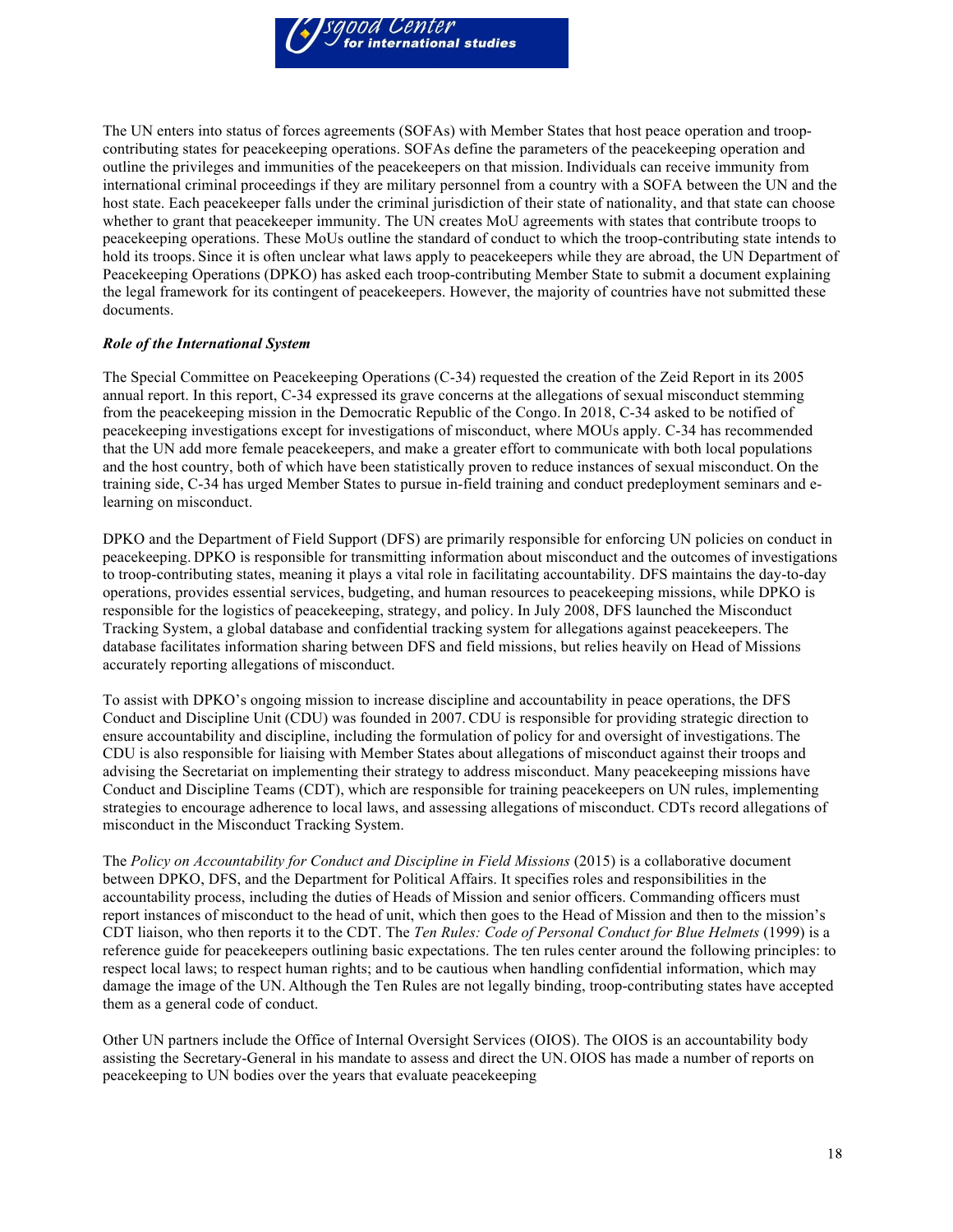The UN enters into status of forces agreements (SOFAs) with Member States that host peace operation and troop-contributing states for peacekeeping operations. SOFAs define the parameters of the peacekeeping operation and outline the privileges and immunities of the peacekeepers on that mission. Individuals can receive immunity from international criminal proceedings if they are military personnel from a country with a SOFA between the UN and the host state. Each peacekeeper falls under the criminal jurisdiction of their state of nationality, and that state can choose whether to grant that peacekeeper immunity. The UN creates MoU agreements with states that contribute troops to peacekeeping operations. These MoUs outline the standard of conduct to which the troop-contributing state intends to hold its troops. Since it is often unclear what laws apply to peacekeepers while they are abroad, the UN Department of Peacekeeping Operations (DPKO) has asked each troop-contributing Member State to submit a document explaining the legal framework for its contingent of peacekeepers. However, the majority of countries have not submitted these documents.

***Role of the International System***

The Special Committee on Peacekeeping Operations (C-34) requested the creation of the Zeid Report in its 2005 annual report. In this report, C-34 expressed its grave concerns at the allegations of sexual misconduct stemming from the peacekeeping mission in the Democratic Republic of the Congo. In 2018, C-34 asked to be notified of peacekeeping investigations except for investigations of misconduct, where MOUs apply. C-34 has recommended that the UN add more female peacekeepers, and make a greater effort to communicate with both local populations and the host country, both of which have been statistically proven to reduce instances of sexual misconduct. On the training side, C-34 has urged Member States to pursue in-field training and conduct predeployment seminars and e-learning on misconduct.

DPKO and the Department of Field Support (DFS) are primarily responsible for enforcing UN policies on conduct in peacekeeping. DPKO is responsible for transmitting information about misconduct and the outcomes of investigations to troop-contributing states, meaning it plays a vital role in facilitating accountability. DFS maintains the day-to-day operations, provides essential services, budgeting, and human resources to peacekeeping missions, while DPKO is responsible for the logistics of peacekeeping, strategy, and policy. In July 2008, DFS launched the Misconduct Tracking System, a global database and confidential tracking system for allegations against peacekeepers. The database facilitates information sharing between DFS and field missions, but relies heavily on Head of Missions accurately reporting allegations of misconduct.

To assist with DPKO's ongoing mission to increase discipline and accountability in peace operations, the DFS Conduct and Discipline Unit (CDU) was founded in 2007. CDU is responsible for providing strategic direction to ensure accountability and discipline, including the formulation of policy for and oversight of investigations. The CDU is also responsible for liaising with Member States about allegations of misconduct against their troops and advising the Secretariat on implementing their strategy to address misconduct. Many peacekeeping missions have Conduct and Discipline Teams (CDT), which are responsible for training peacekeepers on UN rules, implementing strategies to encourage adherence to local laws, and assessing allegations of misconduct. CDTs record allegations of misconduct in the Misconduct Tracking System.

The *Policy on Accountability for Conduct and Discipline in Field Missions* (2015) is a collaborative document between DPKO, DFS, and the Department for Political Affairs. It specifies roles and responsibilities in the accountability process, including the duties of Heads of Mission and senior officers. Commanding officers must report instances of misconduct to the head of unit, which then goes to the Head of Mission and then to the mission's CDT liaison, who then reports it to the CDT. The *Ten Rules: Code of Personal Conduct for Blue Helmets* (1999) is a reference guide for peacekeepers outlining basic expectations. The ten rules center around the following principles: to respect local laws; to respect human rights; and to be cautious when handling confidential information, which may damage the image of the UN. Although the Ten Rules are not legally binding, troop-contributing states have accepted them as a general code of conduct.

Other UN partners include the Office of Internal Oversight Services (OIOS). The OIOS is an accountability body assisting the Secretary-General in his mandate to assess and direct the UN. OIOS has made a number of reports on peacekeeping to UN bodies over the years that evaluate peacekeeping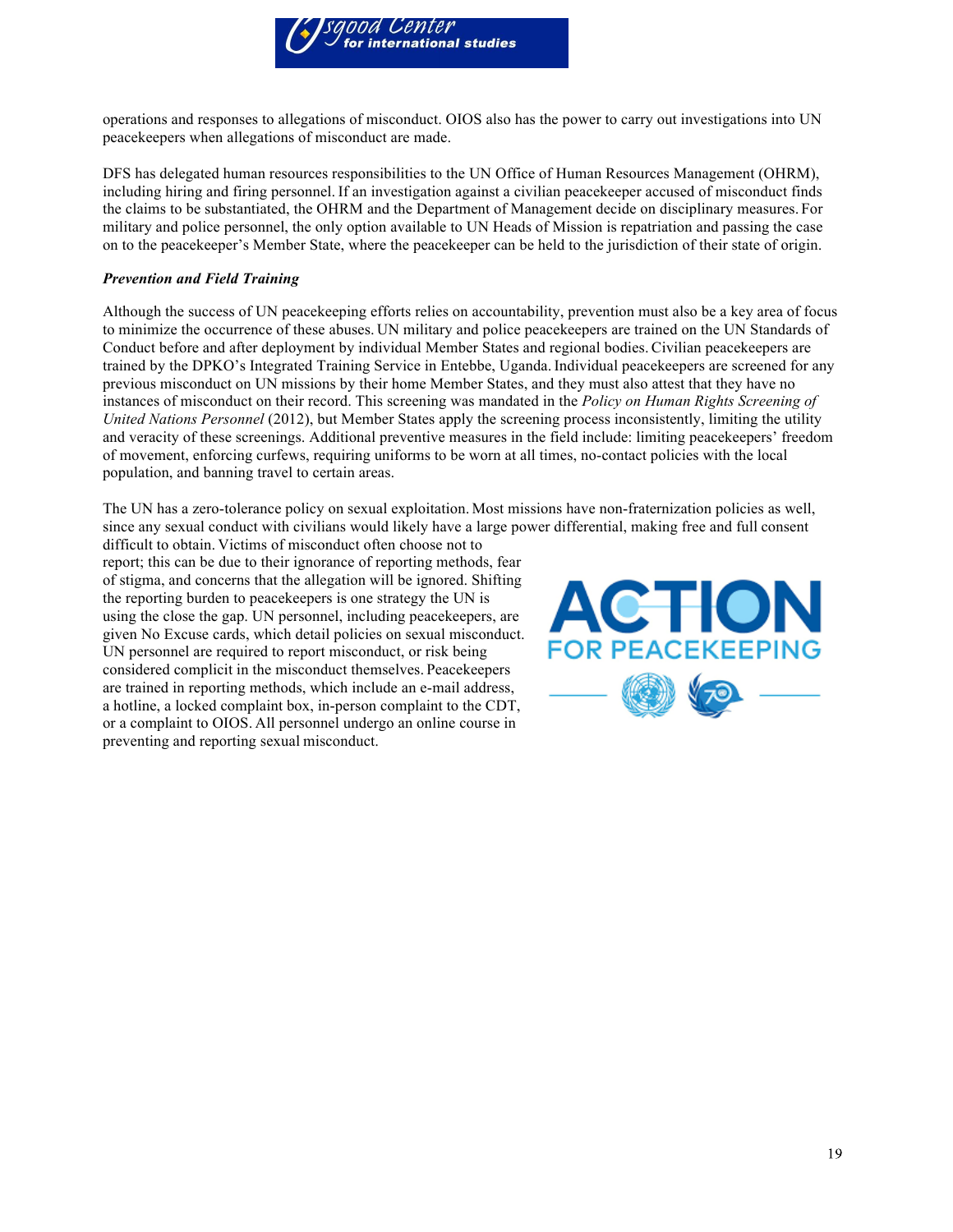operations and responses to allegations of misconduct. OIOS also has the power to carry out investigations into UN peacekeepers when allegations of misconduct are made.

DFS has delegated human resources responsibilities to the UN Office of Human Resources Management (OHRM), including hiring and firing personnel. If an investigation against a civilian peacekeeper accused of misconduct finds the claims to be substantiated, the OHRM and the Department of Management decide on disciplinary measures. For military and police personnel, the only option available to UN Heads of Mission is repatriation and passing the case on to the peacekeeper's Member State, where the peacekeeper can be held to the jurisdiction of their state of origin.

***Prevention and Field Training***

Although the success of UN peacekeeping efforts relies on accountability, prevention must also be a key area of focus to minimize the occurrence of these abuses. UN military and police peacekeepers are trained on the UN Standards of Conduct before and after deployment by individual Member States and regional bodies. Civilian peacekeepers are trained by the DPKO's Integrated Training Service in Entebbe, Uganda. Individual peacekeepers are screened for any previous misconduct on UN missions by their home Member States, and they must also attest that they have no instances of misconduct on their record. This screening was mandated in the *Policy on Human Rights Screening of United Nations Personnel* (2012), but Member States apply the screening process inconsistently, limiting the utility and veracity of these screenings. Additional preventive measures in the field include: limiting peacekeepers' freedom of movement, enforcing curfews, requiring uniforms to be worn at all times, no-contact policies with the local population, and banning travel to certain areas.

The UN has a zero-tolerance policy on sexual exploitation. Most missions have non-fraternization policies as well, since any sexual conduct with civilians would likely have a large power differential, making free and full consent difficult to obtain. Victims of misconduct often choose not to report; this can be due to their ignorance of reporting methods, fear of stigma, and concerns that the allegation will be ignored. Shifting the reporting burden to peacekeepers is one strategy the UN is using the close the gap. UN personnel, including peacekeepers, are given No Excuse cards, which detail policies on sexual misconduct. UN personnel are required to report misconduct, or risk being considered complicit in the misconduct themselves. Peacekeepers are trained in reporting methods, which include an e-mail address, a hotline, a locked complaint box, in-person complaint to the CDT, or a complaint to OIOS. All personnel undergo an online course in preventing and reporting sexual misconduct.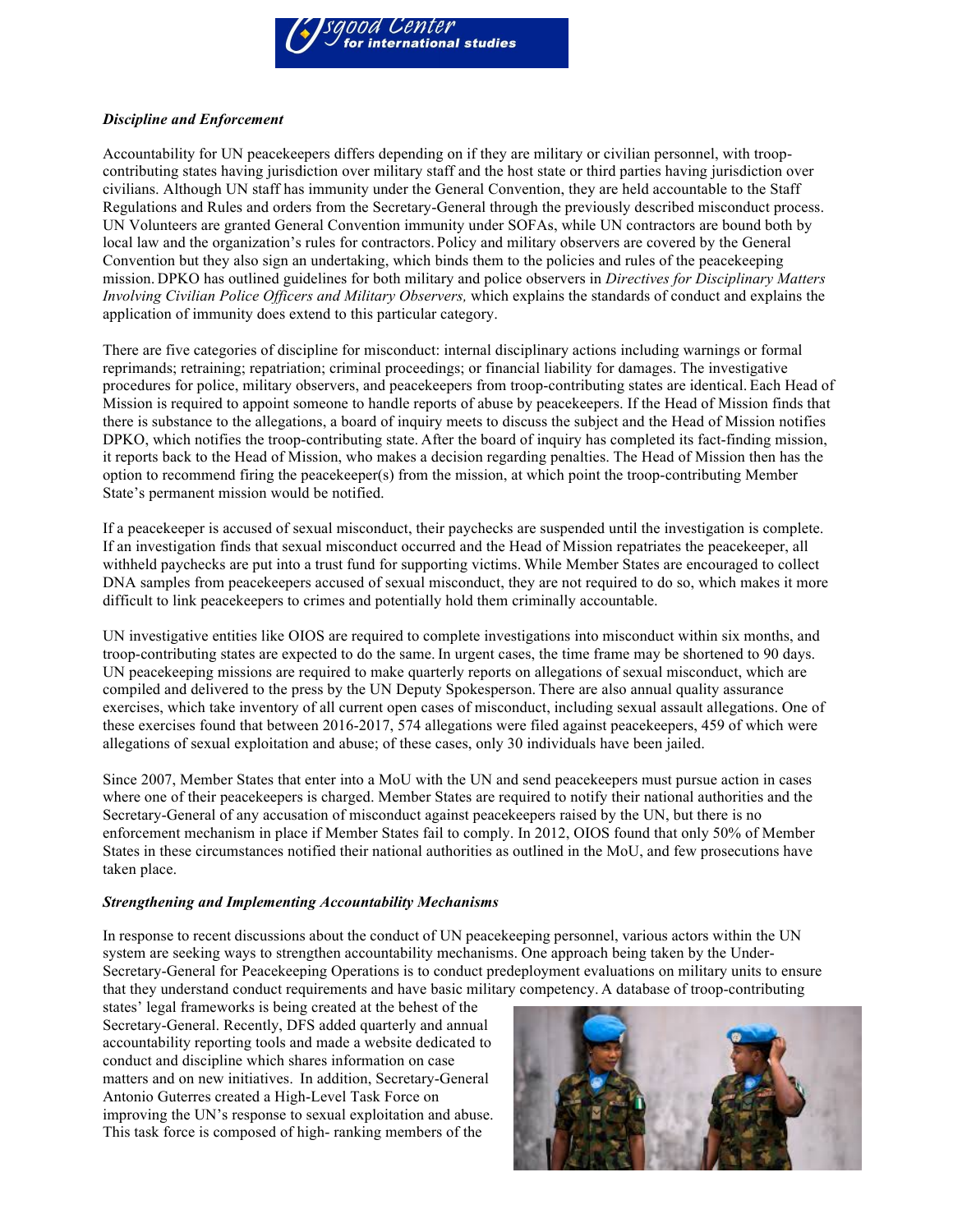***Discipline and Enforcement***

Accountability for UN peacekeepers differs depending on if they are military or civilian personnel, with troop-contributing states having jurisdiction over military staff and the host state or third parties having jurisdiction over civilians. Although UN staff has immunity under the General Convention, they are held accountable to the Staff Regulations and Rules and orders from the Secretary-General through the previously described misconduct process. UN Volunteers are granted General Convention immunity under SOFAs, while UN contractors are bound both by local law and the organization's rules for contractors. Policy and military observers are covered by the General Convention but they also sign an undertaking, which binds them to the policies and rules of the peacekeeping mission. DPKO has outlined guidelines for both military and police observers in *Directives for Disciplinary Matters Involving Civilian Police Officers and Military Observers,* which explains the standards of conduct and explains the application of immunity does extend to this particular category.

There are five categories of discipline for misconduct: internal disciplinary actions including warnings or formal reprimands; retraining; repatriation; criminal proceedings; or financial liability for damages. The investigative procedures for police, military observers, and peacekeepers from troop-contributing states are identical. Each Head of Mission is required to appoint someone to handle reports of abuse by peacekeepers. If the Head of Mission finds that there is substance to the allegations, a board of inquiry meets to discuss the subject and the Head of Mission notifies DPKO, which notifies the troop-contributing state. After the board of inquiry has completed its fact-finding mission, it reports back to the Head of Mission, who makes a decision regarding penalties. The Head of Mission then has the option to recommend firing the peacekeeper(s) from the mission, at which point the troop-contributing Member State's permanent mission would be notified.

If a peacekeeper is accused of sexual misconduct, their paychecks are suspended until the investigation is complete. If an investigation finds that sexual misconduct occurred and the Head of Mission repatriates the peacekeeper, all withheld paychecks are put into a trust fund for supporting victims. While Member States are encouraged to collect DNA samples from peacekeepers accused of sexual misconduct, they are not required to do so, which makes it more difficult to link peacekeepers to crimes and potentially hold them criminally accountable.

UN investigative entities like OIOS are required to complete investigations into misconduct within six months, and troop-contributing states are expected to do the same. In urgent cases, the time frame may be shortened to 90 days. UN peacekeeping missions are required to make quarterly reports on allegations of sexual misconduct, which are compiled and delivered to the press by the UN Deputy Spokesperson. There are also annual quality assurance exercises, which take inventory of all current open cases of misconduct, including sexual assault allegations. One of these exercises found that between 2016-2017, 574 allegations were filed against peacekeepers, 459 of which were allegations of sexual exploitation and abuse; of these cases, only 30 individuals have been jailed.

Since 2007, Member States that enter into a MoU with the UN and send peacekeepers must pursue action in cases where one of their peacekeepers is charged. Member States are required to notify their national authorities and the Secretary-General of any accusation of misconduct against peacekeepers raised by the UN, but there is no enforcement mechanism in place if Member States fail to comply. In 2012, OIOS found that only 50% of Member States in these circumstances notified their national authorities as outlined in the MoU, and few prosecutions have taken place.

***Strengthening and Implementing Accountability Mechanisms***

In response to recent discussions about the conduct of UN peacekeeping personnel, various actors within the UN system are seeking ways to strengthen accountability mechanisms. One approach being taken by the Under-Secretary-General for Peacekeeping Operations is to conduct predeployment evaluations on military units to ensure that they understand conduct requirements and have basic military competency. A database of troop-contributing states' legal frameworks is being created at the behest of the Secretary-General. Recently, DFS added quarterly and annual accountability reporting tools and made a website dedicated to conduct and discipline which shares information on case matters and on new initiatives. In addition, Secretary-General Antonio Guterres created a High-Level Task Force on improving the UN's response to sexual exploitation and abuse. This task force is composed of high- ranking members of the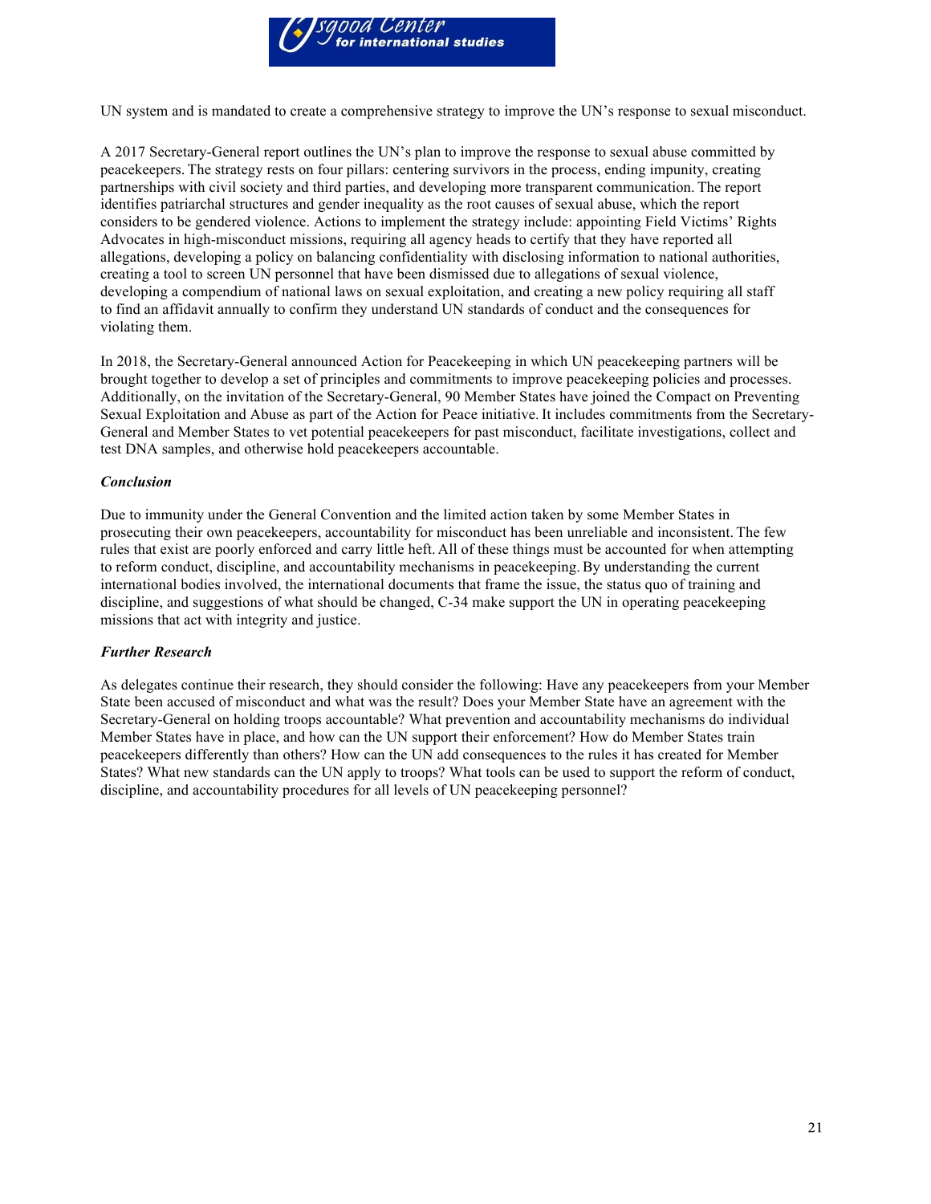UN system and is mandated to create a comprehensive strategy to improve the UN's response to sexual misconduct.

A 2017 Secretary-General report outlines the UN's plan to improve the response to sexual abuse committed by peacekeepers. The strategy rests on four pillars: centering survivors in the process, ending impunity, creating partnerships with civil society and third parties, and developing more transparent communication. The report identifies patriarchal structures and gender inequality as the root causes of sexual abuse, which the report considers to be gendered violence. Actions to implement the strategy include: appointing Field Victims' Rights Advocates in high-misconduct missions, requiring all agency heads to certify that they have reported all allegations, developing a policy on balancing confidentiality with disclosing information to national authorities, creating a tool to screen UN personnel that have been dismissed due to allegations of sexual violence, developing a compendium of national laws on sexual exploitation, and creating a new policy requiring all staff to find an affidavit annually to confirm they understand UN standards of conduct and the consequences for violating them.

In 2018, the Secretary-General announced Action for Peacekeeping in which UN peacekeeping partners will be brought together to develop a set of principles and commitments to improve peacekeeping policies and processes. Additionally, on the invitation of the Secretary-General, 90 Member States have joined the Compact on Preventing Sexual Exploitation and Abuse as part of the Action for Peace initiative. It includes commitments from the Secretary-General and Member States to vet potential peacekeepers for past misconduct, facilitate investigations, collect and test DNA samples, and otherwise hold peacekeepers accountable.

***Conclusion***

Due to immunity under the General Convention and the limited action taken by some Member States in prosecuting their own peacekeepers, accountability for misconduct has been unreliable and inconsistent. The few rules that exist are poorly enforced and carry little heft. All of these things must be accounted for when attempting to reform conduct, discipline, and accountability mechanisms in peacekeeping. By understanding the current international bodies involved, the international documents that frame the issue, the status quo of training and discipline, and suggestions of what should be changed, C-34 make support the UN in operating peacekeeping missions that act with integrity and justice.

***Further Research***

As delegates continue their research, they should consider the following: Have any peacekeepers from your Member State been accused of misconduct and what was the result? Does your Member State have an agreement with the Secretary-General on holding troops accountable? What prevention and accountability mechanisms do individual Member States have in place, and how can the UN support their enforcement? How do Member States train peacekeepers differently than others? How can the UN add consequences to the rules it has created for Member States? What new standards can the UN apply to troops? What tools can be used to support the reform of conduct, discipline, and accountability procedures for all levels of UN peacekeeping personnel?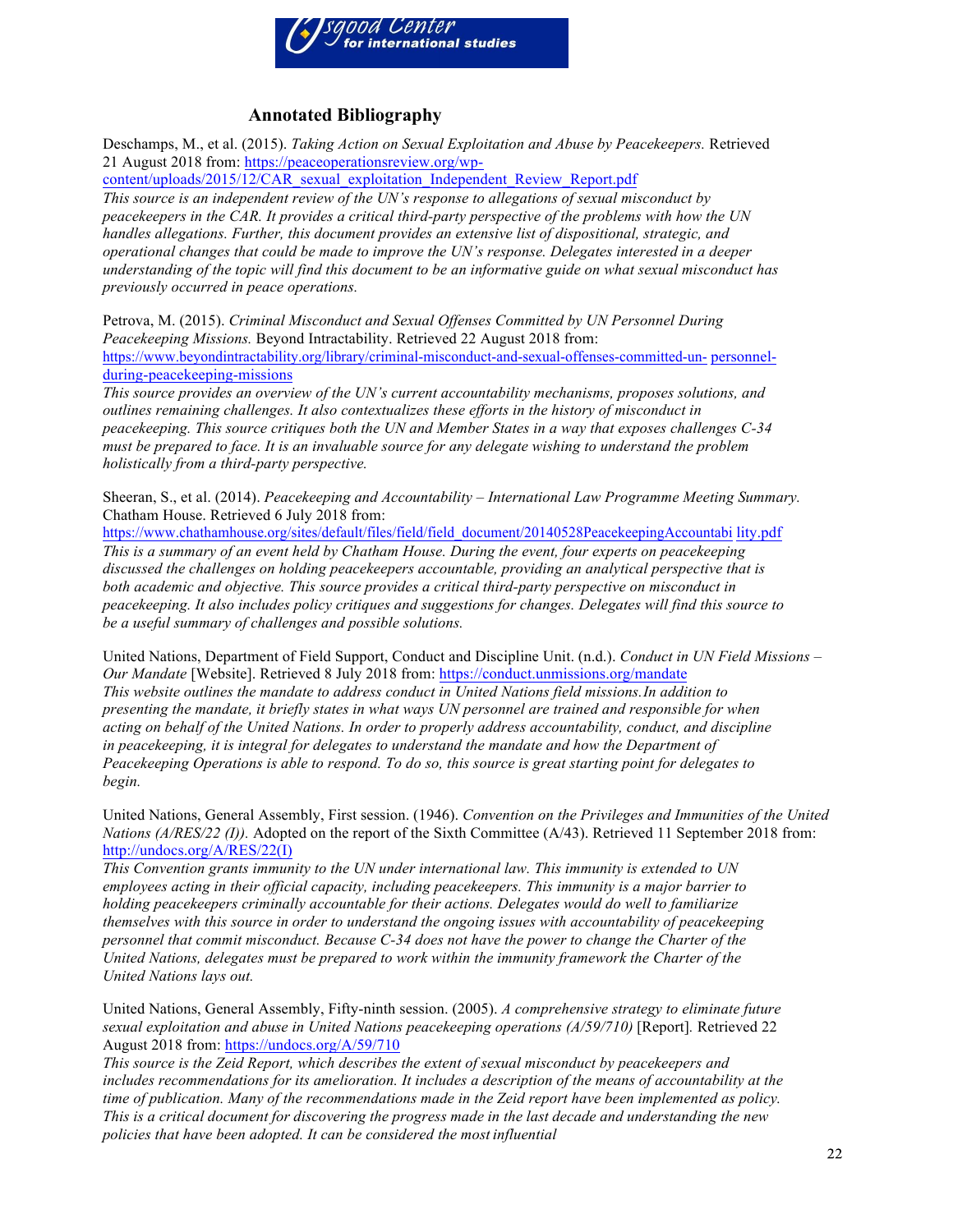## Annotated Bibliography

Deschamps, M., et al. (2015). *Taking Action on Sexual Exploitation and Abuse by Peacekeepers.* Retrieved 21 August 2018 from: https://peaceoperationsreview.org/wp-content/uploads/2015/12/CAR_sexual_exploitation_Independent_Review_Report.pdf

*This source is an independent review of the UN's response to allegations of sexual misconduct by peacekeepers in the CAR. It provides a critical third-party perspective of the problems with how the UN handles allegations. Further, this document provides an extensive list of dispositional, strategic, and operational changes that could be made to improve the UN's response. Delegates interested in a deeper understanding of the topic will find this document to be an informative guide on what sexual misconduct has previously occurred in peace operations.*

Petrova, M. (2015). *Criminal Misconduct and Sexual Offenses Committed by UN Personnel During Peacekeeping Missions.* Beyond Intractability. Retrieved 22 August 2018 from: https://www.beyondintractability.org/library/criminal-misconduct-and-sexual-offenses-committed-un-personnel-during-peacekeeping-missions

*This source provides an overview of the UN's current accountability mechanisms, proposes solutions, and outlines remaining challenges. It also contextualizes these efforts in the history of misconduct in peacekeeping. This source critiques both the UN and Member States in a way that exposes challenges C-34 must be prepared to face. It is an invaluable source for any delegate wishing to understand the problem holistically from a third-party perspective.*

Sheeran, S., et al. (2014). *Peacekeeping and Accountability – International Law Programme Meeting Summary.* Chatham House. Retrieved 6 July 2018 from: https://www.chathamhouse.org/sites/default/files/field/field_document/20140528PeacekeepingAccountability.pdf

*This is a summary of an event held by Chatham House. During the event, four experts on peacekeeping discussed the challenges on holding peacekeepers accountable, providing an analytical perspective that is both academic and objective. This source provides a critical third-party perspective on misconduct in peacekeeping. It also includes policy critiques and suggestions for changes. Delegates will find this source to be a useful summary of challenges and possible solutions.*

United Nations, Department of Field Support, Conduct and Discipline Unit. (n.d.). *Conduct in UN Field Missions – Our Mandate* [Website]. Retrieved 8 July 2018 from: https://conduct.unmissions.org/mandate

*This website outlines the mandate to address conduct in United Nations field missions.In addition to presenting the mandate, it briefly states in what ways UN personnel are trained and responsible for when acting on behalf of the United Nations. In order to properly address accountability, conduct, and discipline in peacekeeping, it is integral for delegates to understand the mandate and how the Department of Peacekeeping Operations is able to respond. To do so, this source is great starting point for delegates to begin.*

United Nations, General Assembly, First session. (1946). *Convention on the Privileges and Immunities of the United Nations (A/RES/22 (I)).* Adopted on the report of the Sixth Committee (A/43). Retrieved 11 September 2018 from: http://undocs.org/A/RES/22(I)

*This Convention grants immunity to the UN under international law. This immunity is extended to UN employees acting in their official capacity, including peacekeepers. This immunity is a major barrier to holding peacekeepers criminally accountable for their actions. Delegates would do well to familiarize themselves with this source in order to understand the ongoing issues with accountability of peacekeeping personnel that commit misconduct. Because C-34 does not have the power to change the Charter of the United Nations, delegates must be prepared to work within the immunity framework the Charter of the United Nations lays out.*

United Nations, General Assembly, Fifty-ninth session. (2005). *A comprehensive strategy to eliminate future sexual exploitation and abuse in United Nations peacekeeping operations (A/59/710)* [Report]. Retrieved 22 August 2018 from: https://undocs.org/A/59/710

*This source is the Zeid Report, which describes the extent of sexual misconduct by peacekeepers and includes recommendations for its amelioration. It includes a description of the means of accountability at the time of publication. Many of the recommendations made in the Zeid report have been implemented as policy. This is a critical document for discovering the progress made in the last decade and understanding the new policies that have been adopted. It can be considered the most influential*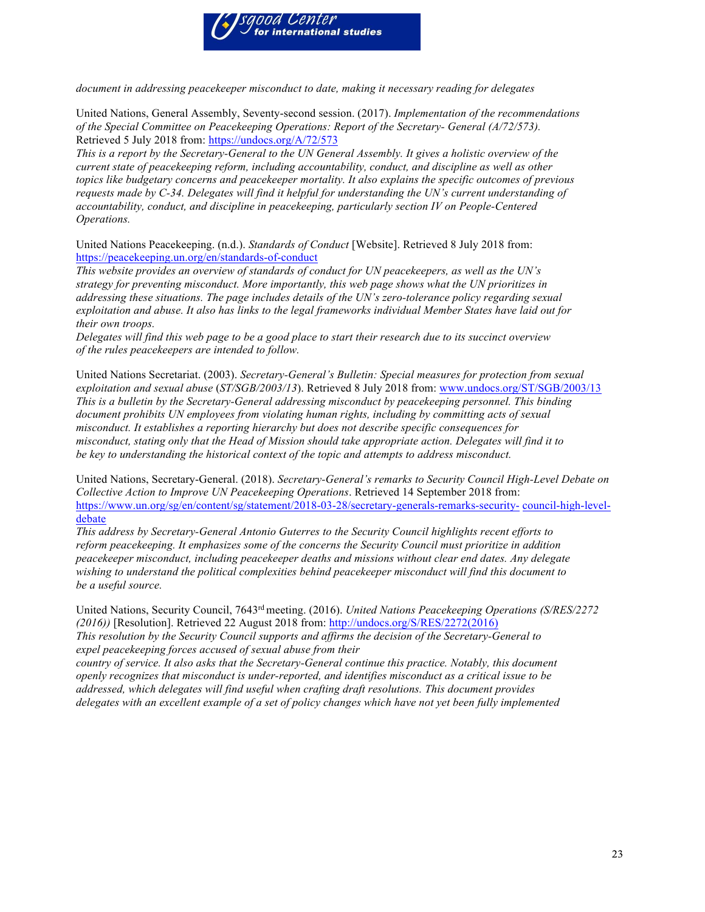*document in addressing peacekeeper misconduct to date, making it necessary reading for delegates*

United Nations, General Assembly, Seventy-second session. (2017). *Implementation of the recommendations of the Special Committee on Peacekeeping Operations: Report of the Secretary- General (A/72/573).* Retrieved 5 July 2018 from: https://undocs.org/A/72/573

*This is a report by the Secretary-General to the UN General Assembly. It gives a holistic overview of the current state of peacekeeping reform, including accountability, conduct, and discipline as well as other topics like budgetary concerns and peacekeeper mortality. It also explains the specific outcomes of previous requests made by C-34. Delegates will find it helpful for understanding the UN's current understanding of accountability, conduct, and discipline in peacekeeping, particularly section IV on People-Centered Operations.*

United Nations Peacekeeping. (n.d.). *Standards of Conduct* [Website]. Retrieved 8 July 2018 from: https://peacekeeping.un.org/en/standards-of-conduct

*This website provides an overview of standards of conduct for UN peacekeepers, as well as the UN's strategy for preventing misconduct. More importantly, this web page shows what the UN prioritizes in addressing these situations. The page includes details of the UN's zero-tolerance policy regarding sexual exploitation and abuse. It also has links to the legal frameworks individual Member States have laid out for their own troops.*

*Delegates will find this web page to be a good place to start their research due to its succinct overview of the rules peacekeepers are intended to follow.*

United Nations Secretariat. (2003). *Secretary-General's Bulletin: Special measures for protection from sexual exploitation and sexual abuse* (*ST/SGB/2003/13*). Retrieved 8 July 2018 from: www.undocs.org/ST/SGB/2003/13

*This is a bulletin by the Secretary-General addressing misconduct by peacekeeping personnel. This binding document prohibits UN employees from violating human rights, including by committing acts of sexual misconduct. It establishes a reporting hierarchy but does not describe specific consequences for misconduct, stating only that the Head of Mission should take appropriate action. Delegates will find it to be key to understanding the historical context of the topic and attempts to address misconduct.*

United Nations, Secretary-General. (2018). *Secretary-General's remarks to Security Council High-Level Debate on Collective Action to Improve UN Peacekeeping Operations*. Retrieved 14 September 2018 from: https://www.un.org/sg/en/content/sg/statement/2018-03-28/secretary-generals-remarks-security- council-high-level-debate

*This address by Secretary-General Antonio Guterres to the Security Council highlights recent efforts to reform peacekeeping. It emphasizes some of the concerns the Security Council must prioritize in addition peacekeeper misconduct, including peacekeeper deaths and missions without clear end dates. Any delegate wishing to understand the political complexities behind peacekeeper misconduct will find this document to be a useful source.*

United Nations, Security Council, 7643rd meeting. (2016). *United Nations Peacekeeping Operations (S/RES/2272 (2016))* [Resolution]. Retrieved 22 August 2018 from: http://undocs.org/S/RES/2272(2016)

*This resolution by the Security Council supports and affirms the decision of the Secretary-General to expel peacekeeping forces accused of sexual abuse from their country of service. It also asks that the Secretary-General continue this practice. Notably, this document openly recognizes that misconduct is under-reported, and identifies misconduct as a critical issue to be addressed, which delegates will find useful when crafting draft resolutions. This document provides delegates with an excellent example of a set of policy changes which have not yet been fully implemented*